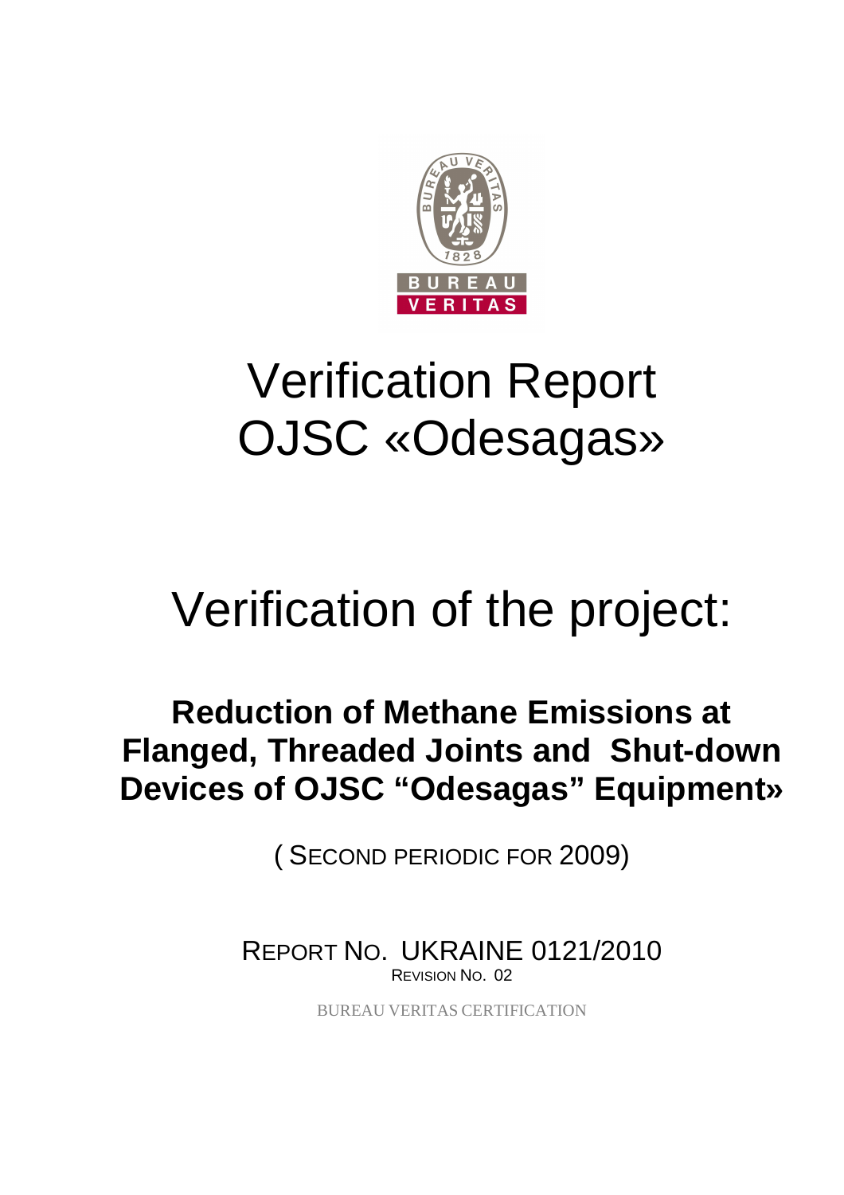# Verification Report
# OJSC «Odesagas»

# Verification of the project:

## Reduction of Methane Emissions at Flanged, Threaded Joints and Shut-down Devices of OJSC "Odesagas" Equipment»

( SECOND PERIODIC FOR 2009)

REPORT NO. UKRAINE 0121/2010

REVISION NO. 02

BUREAU VERITAS CERTIFICATION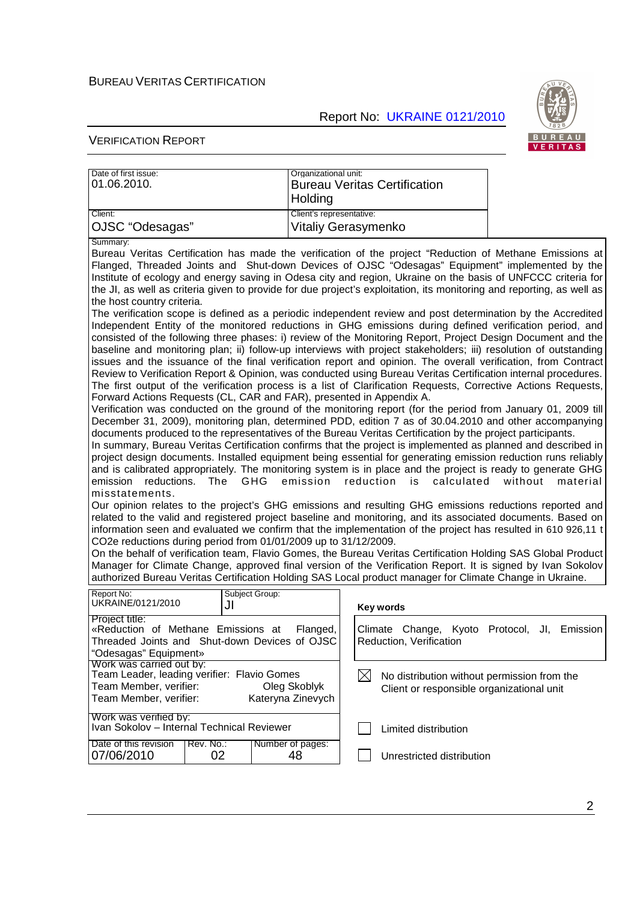BUREAU VERITAS CERTIFICATION

Report No: UKRAINE 0121/2010

VERIFICATION REPORT

| Date of first issue: | Organizational unit: |
|---|---|
| 01.06.2010. | Bureau Veritas Certification Holding |
| Client: | Client's representative: |
| OJSC "Odesagas" | Vitaliy Gerasymenko |

Summary:

Bureau Veritas Certification has made the verification of the project "Reduction of Methane Emissions at Flanged, Threaded Joints and Shut-down Devices of OJSC "Odesagas" Equipment" implemented by the Institute of ecology and energy saving in Odesa city and region, Ukraine on the basis of UNFCCC criteria for the JI, as well as criteria given to provide for due project's exploitation, its monitoring and reporting, as well as the host country criteria.

The verification scope is defined as a periodic independent review and post determination by the Accredited Independent Entity of the monitored reductions in GHG emissions during defined verification period, and consisted of the following three phases: i) review of the Monitoring Report, Project Design Document and the baseline and monitoring plan; ii) follow-up interviews with project stakeholders; iii) resolution of outstanding issues and the issuance of the final verification report and opinion. The overall verification, from Contract Review to Verification Report & Opinion, was conducted using Bureau Veritas Certification internal procedures. The first output of the verification process is a list of Clarification Requests, Corrective Actions Requests, Forward Actions Requests (CL, CAR and FAR), presented in Appendix A.

Verification was conducted on the ground of the monitoring report (for the period from January 01, 2009 till December 31, 2009), monitoring plan, determined PDD, edition 7 as of 30.04.2010 and other accompanying documents produced to the representatives of the Bureau Veritas Certification by the project participants.

In summary, Bureau Veritas Certification confirms that the project is implemented as planned and described in project design documents. Installed equipment being essential for generating emission reduction runs reliably and is calibrated appropriately. The monitoring system is in place and the project is ready to generate GHG emission reductions. The GHG emission reduction is calculated without material misstatements.

Our opinion relates to the project's GHG emissions and resulting GHG emissions reductions reported and related to the valid and registered project baseline and monitoring, and its associated documents. Based on information seen and evaluated we confirm that the implementation of the project has resulted in 610 926,11 t $CO_2e$ reductions during period from 01/01/2009 up to 31/12/2009.

On the behalf of verification team, Flavio Gomes, the Bureau Veritas Certification Holding SAS Global Product Manager for Climate Change, approved final version of the Verification Report. It is signed by Ivan Sokolov authorized Bureau Veritas Certification Holding SAS Local product manager for Climate Change in Ukraine.

| Report No: UKRAINE/0121/2010 | Subject Group: JI | Key words |
|---|---|---|
| Project title: «Reduction of Methane Emissions at Flanged, Threaded Joints and Shut-down Devices of OJSC "Odesagas" Equipment» | | Climate Change, Kyoto Protocol, JI, Emission Reduction, Verification |
| Work was carried out by: Team Leader, leading verifier: Flavio Gomes; Team Member, verifier: Oleg Skoblyk; Team Member, verifier: Kateryna Zinevych | | ☒ No distribution without permission from the Client or responsible organizational unit |
| Work was verified by: Ivan Sokolov – Internal Technical Reviewer | | ☐ Limited distribution |
| Date of this revision: 07/06/2010 — Rev. No.: 02 — Number of pages: 48 | | ☐ Unrestricted distribution |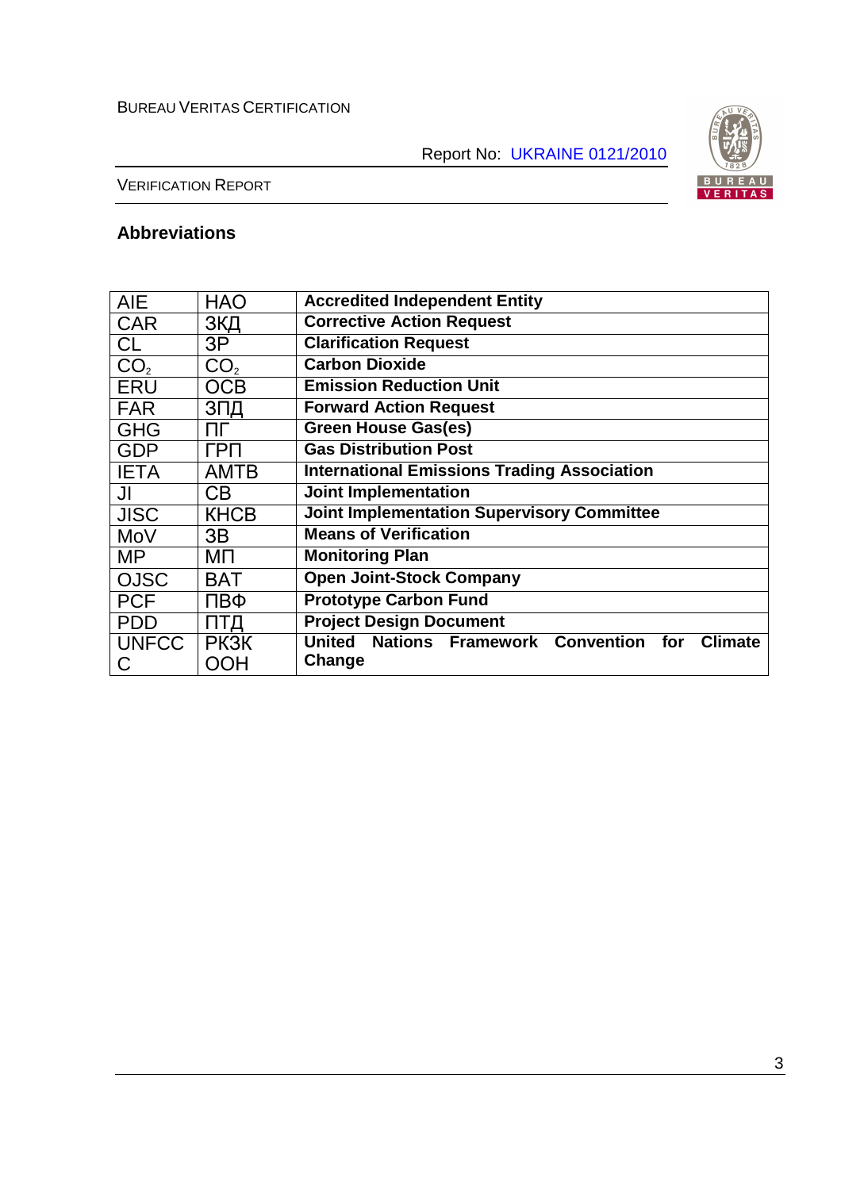## Abbreviations

| | | |
|---|---|---|
| AIE | НАО | **Accredited Independent Entity** |
| CAR | ЗКД | **Corrective Action Request** |
| CL | ЗР | **Clarification Request** |
| $CO_2$ | $CO_2$ | **Carbon Dioxide** |
| ERU | ОСВ | **Emission Reduction Unit** |
| FAR | ЗПД | **Forward Action Request** |
| GHG | ПГ | **Green House Gas(es)** |
| GDP | ГРП | **Gas Distribution Post** |
| IETA | АМТВ | **International Emissions Trading Association** |
| JI | СВ | **Joint Implementation** |
| JISC | КНСВ | **Joint Implementation Supervisory Committee** |
| MoV | ЗВ | **Means of Verification** |
| MP | МП | **Monitoring Plan** |
| OJSC | ВАТ | **Open Joint-Stock Company** |
| PCF | ПВФ | **Prototype Carbon Fund** |
| PDD | ПТД | **Project Design Document** |
| UNFCCC | РКЗК ООН | **United Nations Framework Convention for Climate Change** |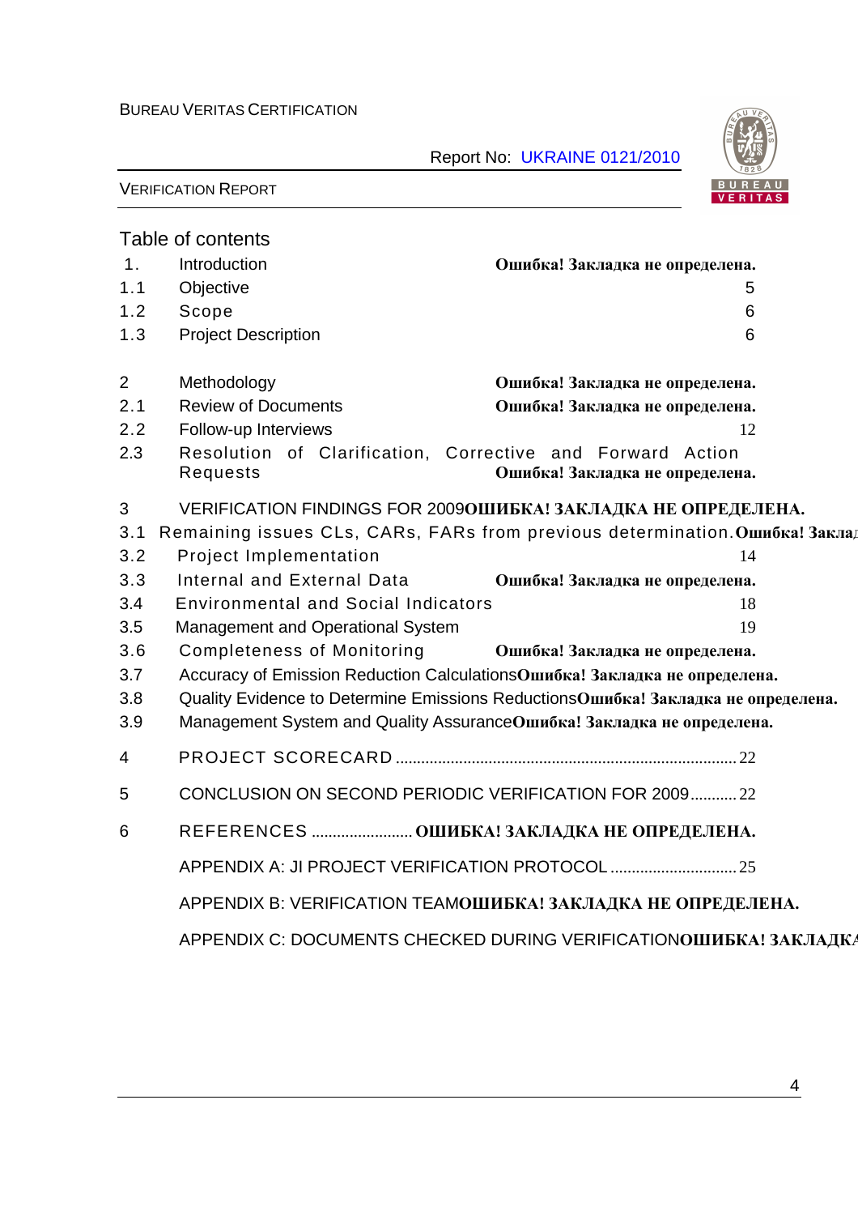Table of contents

| | | |
|---|---|---|
| 1. | Introduction | Ошибка! Закладка не определена. |
| 1.1 | Objective | 5 |
| 1.2 | Scope | 6 |
| 1.3 | Project Description | 6 |
| 2 | Methodology | Ошибка! Закладка не определена. |
| 2.1 | Review of Documents | Ошибка! Закладка не определена. |
| 2.2 | Follow-up Interviews | 12 |
| 2.3 | Resolution of Clarification, Corrective and Forward Action Requests | Ошибка! Закладка не определена. |
| 3 | VERIFICATION FINDINGS FOR 2009 | ОШИБКА! ЗАКЛАДКА НЕ ОПРЕДЕЛЕНА. |
| 3.1 | Remaining issues CLs, CARs, FARs from previous determination. | Ошибка! Заклад |
| 3.2 | Project Implementation | 14 |
| 3.3 | Internal and External Data | Ошибка! Закладка не определена. |
| 3.4 | Environmental and Social Indicators | 18 |
| 3.5 | Management and Operational System | 19 |
| 3.6 | Completeness of Monitoring | Ошибка! Закладка не определена. |
| 3.7 | Accuracy of Emission Reduction Calculations | Ошибка! Закладка не определена. |
| 3.8 | Quality Evidence to Determine Emissions Reductions | Ошибка! Закладка не определена. |
| 3.9 | Management System and Quality Assurance | Ошибка! Закладка не определена. |
| 4 | PROJECT SCORECARD | 22 |
| 5 | CONCLUSION ON SECOND PERIODIC VERIFICATION FOR 2009 | 22 |
| 6 | REFERENCES | ОШИБКА! ЗАКЛАДКА НЕ ОПРЕДЕЛЕНА. |
| | APPENDIX A: JI PROJECT VERIFICATION PROTOCOL | 25 |
| | APPENDIX B: VERIFICATION TEAM | ОШИБКА! ЗАКЛАДКА НЕ ОПРЕДЕЛЕНА. |
| | APPENDIX C: DOCUMENTS CHECKED DURING VERIFICATION | ОШИБКА! ЗАКЛАДКА |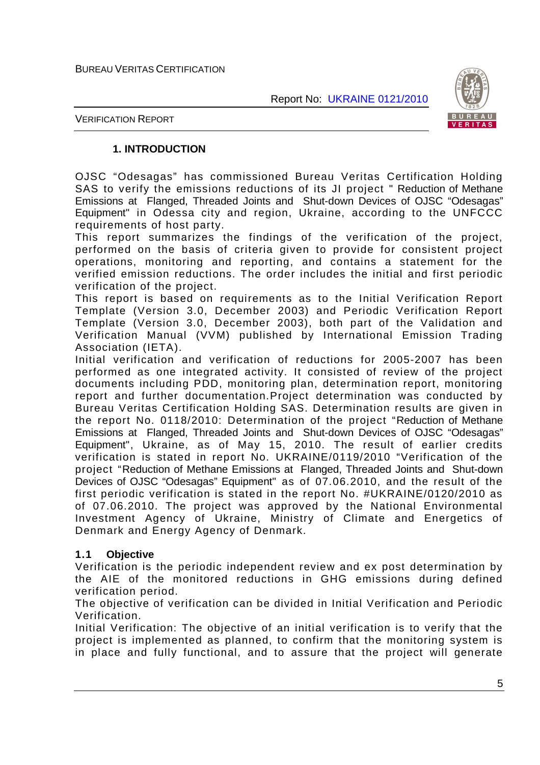# 1. INTRODUCTION

OJSC "Odesagas" has commissioned Bureau Veritas Certification Holding SAS to verify the emissions reductions of its JI project " Reduction of Methane Emissions at Flanged, Threaded Joints and Shut-down Devices of OJSC "Odesagas" Equipment" in Odessa city and region, Ukraine, according to the UNFCCC requirements of host party.

This report summarizes the findings of the verification of the project, performed on the basis of criteria given to provide for consistent project operations, monitoring and reporting, and contains a statement for the verified emission reductions. The order includes the initial and first periodic verification of the project.

This report is based on requirements as to the Initial Verification Report Template (Version 3.0, December 2003) and Periodic Verification Report Template (Version 3.0, December 2003), both part of the Validation and Verification Manual (VVM) published by International Emission Trading Association (IETA).

Initial verification and verification of reductions for 2005-2007 has been performed as one integrated activity. It consisted of review of the project documents including PDD, monitoring plan, determination report, monitoring report and further documentation.Project determination was conducted by Bureau Veritas Certification Holding SAS. Determination results are given in the report No. 0118/2010: Determination of the project "Reduction of Methane Emissions at Flanged, Threaded Joints and Shut-down Devices of OJSC "Odesagas" Equipment", Ukraine, as of May 15, 2010. The result of earlier credits verification is stated in report No. UKRAINE/0119/2010 "Verification of the project "Reduction of Methane Emissions at Flanged, Threaded Joints and Shut-down Devices of OJSC "Odesagas" Equipment" as of 07.06.2010, and the result of the first periodic verification is stated in the report No. #UKRAINE/0120/2010 as of 07.06.2010. The project was approved by the National Environmental Investment Agency of Ukraine, Ministry of Climate and Energetics of Denmark and Energy Agency of Denmark.

## 1.1 Objective

Verification is the periodic independent review and ex post determination by the AIE of the monitored reductions in GHG emissions during defined verification period.

The objective of verification can be divided in Initial Verification and Periodic Verification.

Initial Verification: The objective of an initial verification is to verify that the project is implemented as planned, to confirm that the monitoring system is in place and fully functional, and to assure that the project will generate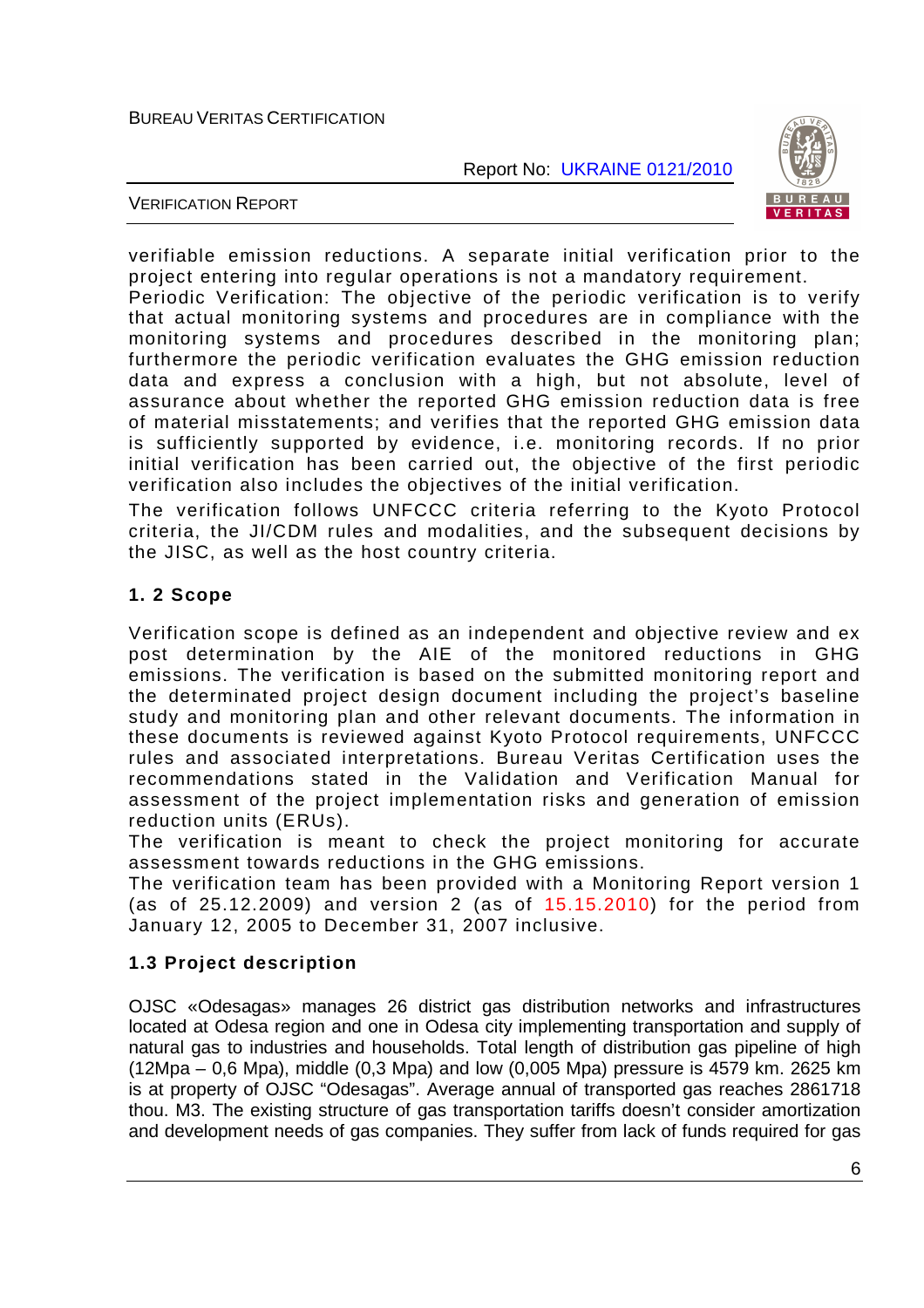verifiable emission reductions. A separate initial verification prior to the project entering into regular operations is not a mandatory requirement.
Periodic Verification: The objective of the periodic verification is to verify that actual monitoring systems and procedures are in compliance with the monitoring systems and procedures described in the monitoring plan; furthermore the periodic verification evaluates the GHG emission reduction data and express a conclusion with a high, but not absolute, level of assurance about whether the reported GHG emission reduction data is free of material misstatements; and verifies that the reported GHG emission data is sufficiently supported by evidence, i.e. monitoring records. If no prior initial verification has been carried out, the objective of the first periodic verification also includes the objectives of the initial verification.

The verification follows UNFCCC criteria referring to the Kyoto Protocol criteria, the JI/CDM rules and modalities, and the subsequent decisions by the JISC, as well as the host country criteria.

### 1. 2 Scope

Verification scope is defined as an independent and objective review and ex post determination by the AIE of the monitored reductions in GHG emissions. The verification is based on the submitted monitoring report and the determinated project design document including the project's baseline study and monitoring plan and other relevant documents. The information in these documents is reviewed against Kyoto Protocol requirements, UNFCCC rules and associated interpretations. Bureau Veritas Certification uses the recommendations stated in the Validation and Verification Manual for assessment of the project implementation risks and generation of emission reduction units (ERUs).
The verification is meant to check the project monitoring for accurate assessment towards reductions in the GHG emissions.
The verification team has been provided with a Monitoring Report version 1 (as of 25.12.2009) and version 2 (as of 15.15.2010) for the period from January 12, 2005 to December 31, 2007 inclusive.

### 1.3 Project description

OJSC «Odesagas» manages 26 district gas distribution networks and infrastructures located at Odesa region and one in Odesa city implementing transportation and supply of natural gas to industries and households. Total length of distribution gas pipeline of high (12Mpa – 0,6 Mpa), middle (0,3 Mpa) and low (0,005 Mpa) pressure is 4579 km. 2625 km is at property of OJSC "Odesagas". Average annual of transported gas reaches 2861718 thou. M3. The existing structure of gas transportation tariffs doesn't consider amortization and development needs of gas companies. They suffer from lack of funds required for gas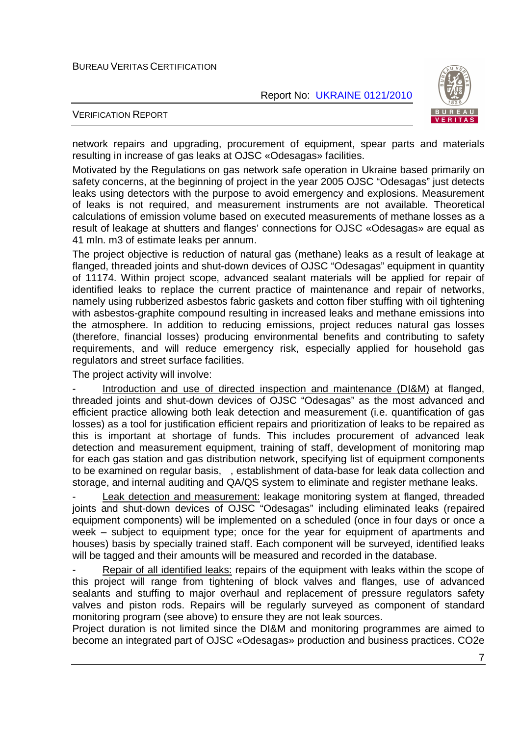network repairs and upgrading, procurement of equipment, spear parts and materials resulting in increase of gas leaks at OJSC «Odesagas» facilities.

Motivated by the Regulations on gas network safe operation in Ukraine based primarily on safety concerns, at the beginning of project in the year 2005 OJSC "Odesagas" just detects leaks using detectors with the purpose to avoid emergency and explosions. Measurement of leaks is not required, and measurement instruments are not available. Theoretical calculations of emission volume based on executed measurements of methane losses as a result of leakage at shutters and flanges' connections for OJSC «Odesagas» are equal as 41 mln. m3 of estimate leaks per annum.

The project objective is reduction of natural gas (methane) leaks as a result of leakage at flanged, threaded joints and shut-down devices of OJSC "Odesagas" equipment in quantity of 11174. Within project scope, advanced sealant materials will be applied for repair of identified leaks to replace the current practice of maintenance and repair of networks, namely using rubberized asbestos fabric gaskets and cotton fiber stuffing with oil tightening with asbestos-graphite compound resulting in increased leaks and methane emissions into the atmosphere. In addition to reducing emissions, project reduces natural gas losses (therefore, financial losses) producing environmental benefits and contributing to safety requirements, and will reduce emergency risk, especially applied for household gas regulators and street surface facilities.

The project activity will involve:

- Introduction and use of directed inspection and maintenance (DI&M) at flanged, threaded joints and shut-down devices of OJSC "Odesagas" as the most advanced and efficient practice allowing both leak detection and measurement (i.e. quantification of gas losses) as a tool for justification efficient repairs and prioritization of leaks to be repaired as this is important at shortage of funds. This includes procurement of advanced leak detection and measurement equipment, training of staff, development of monitoring map for each gas station and gas distribution network, specifying list of equipment components to be examined on regular basis, , establishment of data-base for leak data collection and storage, and internal auditing and QA/QS system to eliminate and register methane leaks.
- Leak detection and measurement: leakage monitoring system at flanged, threaded joints and shut-down devices of OJSC "Odesagas" including eliminated leaks (repaired equipment components) will be implemented on a scheduled (once in four days or once a week – subject to equipment type; once for the year for equipment of apartments and houses) basis by specially trained staff. Each component will be surveyed, identified leaks will be tagged and their amounts will be measured and recorded in the database.
- Repair of all identified leaks: repairs of the equipment with leaks within the scope of this project will range from tightening of block valves and flanges, use of advanced sealants and stuffing to major overhaul and replacement of pressure regulators safety valves and piston rods. Repairs will be regularly surveyed as component of standard monitoring program (see above) to ensure they are not leak sources.

Project duration is not limited since the DI&M and monitoring programmes are aimed to become an integrated part of OJSC «Odesagas» production and business practices. CO2e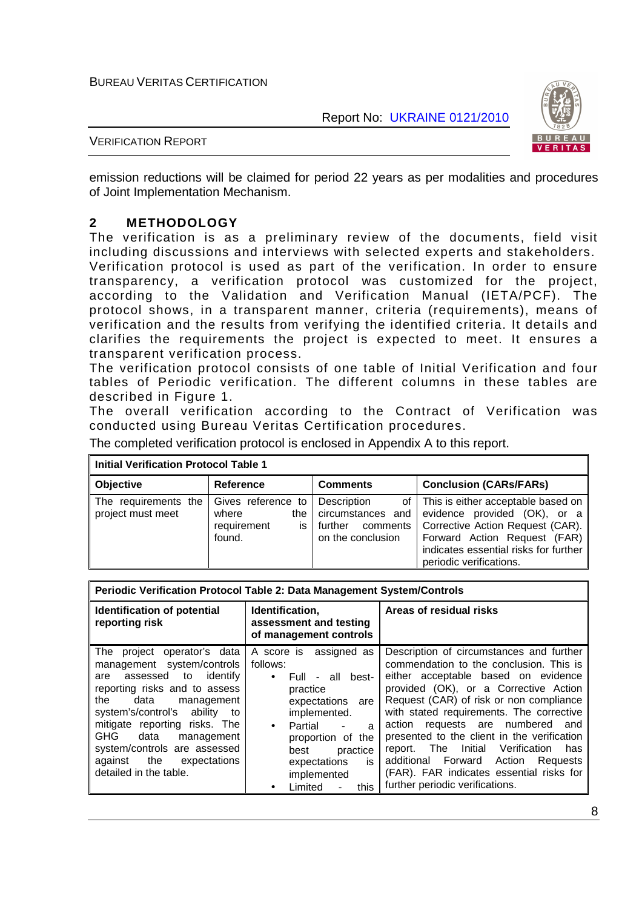emission reductions will be claimed for period 22 years as per modalities and procedures of Joint Implementation Mechanism.

## 2 METHODOLOGY

The verification is as a preliminary review of the documents, field visit including discussions and interviews with selected experts and stakeholders. Verification protocol is used as part of the verification. In order to ensure transparency, a verification protocol was customized for the project, according to the Validation and Verification Manual (IETA/PCF). The protocol shows, in a transparent manner, criteria (requirements), means of verification and the results from verifying the identified criteria. It details and clarifies the requirements the project is expected to meet. It ensures a transparent verification process.

The verification protocol consists of one table of Initial Verification and four tables of Periodic verification. The different columns in these tables are described in Figure 1.

The overall verification according to the Contract of Verification was conducted using Bureau Veritas Certification procedures.

The completed verification protocol is enclosed in Appendix A to this report.

| **Initial Verification Protocol Table 1** | | | |
|---|---|---|---|
| **Objective** | **Reference** | **Comments** | **Conclusion (CARs/FARs)** |
| The requirements the project must meet | Gives reference to where the requirement is found. | Description of circumstances and further comments on the conclusion | This is either acceptable based on evidence provided (OK), or a Corrective Action Request (CAR). Forward Action Request (FAR) indicates essential risks for further periodic verifications. |

| **Periodic Verification Protocol Table 2: Data Management System/Controls** | | |
|---|---|---|
| **Identification of potential reporting risk** | **Identification, assessment and testing of management controls** | **Areas of residual risks** |
| The project operator's data management system/controls are assessed to identify reporting risks and to assess the data management system's/control's ability to mitigate reporting risks. The GHG data management system/controls are assessed against the expectations detailed in the table. | A score is assigned as follows:<br>• Full - all best-practice expectations are implemented.<br>• Partial - a proportion of the best practice expectations is implemented<br>• Limited - this | Description of circumstances and further commendation to the conclusion. This is either acceptable based on evidence provided (OK), or a Corrective Action Request (CAR) of risk or non compliance with stated requirements. The corrective action requests are numbered and presented to the client in the verification report. The Initial Verification has additional Forward Action Requests (FAR). FAR indicates essential risks for further periodic verifications. |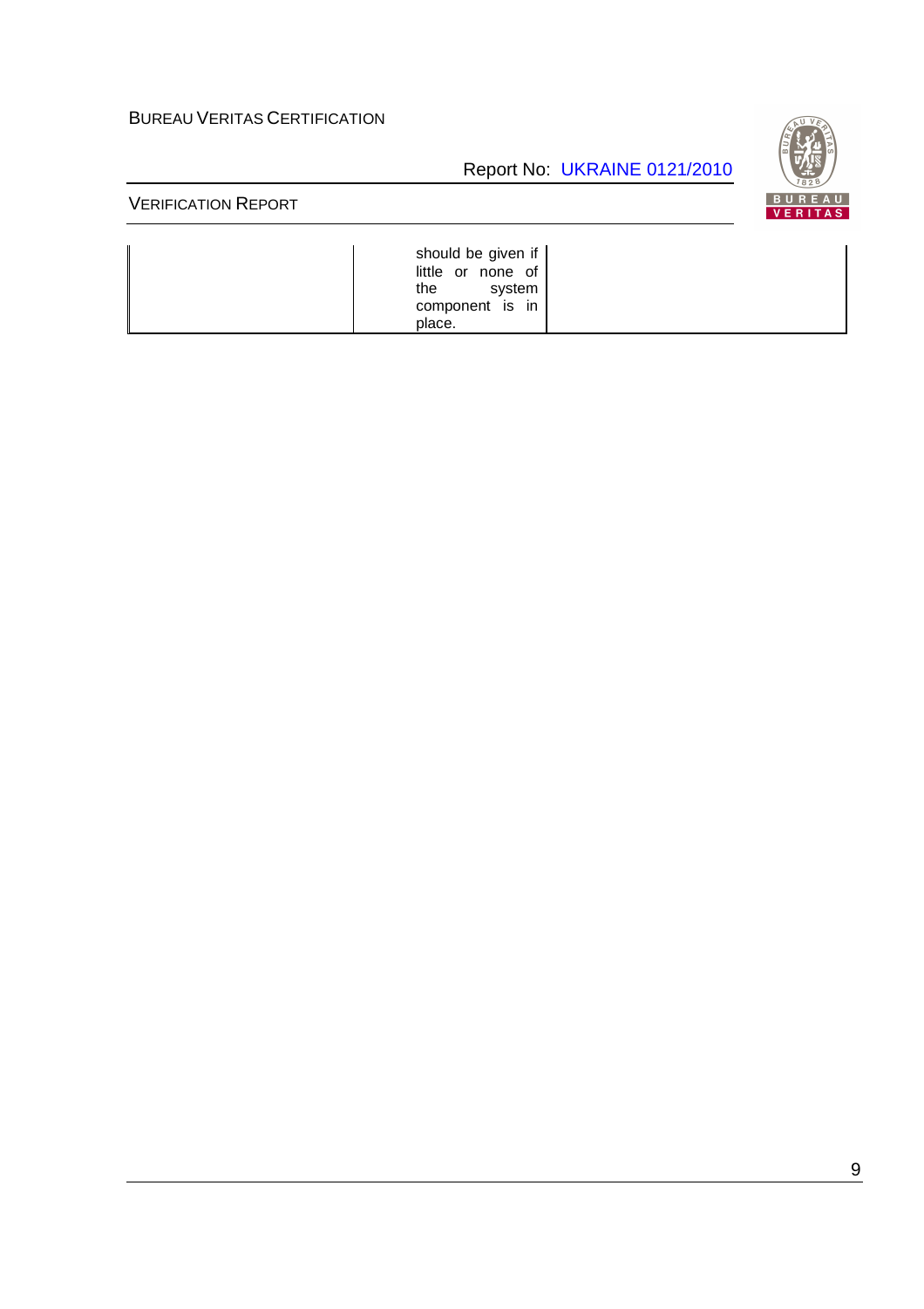|  | should be given if little or none of the system component is in place. |  |
|---|---|---|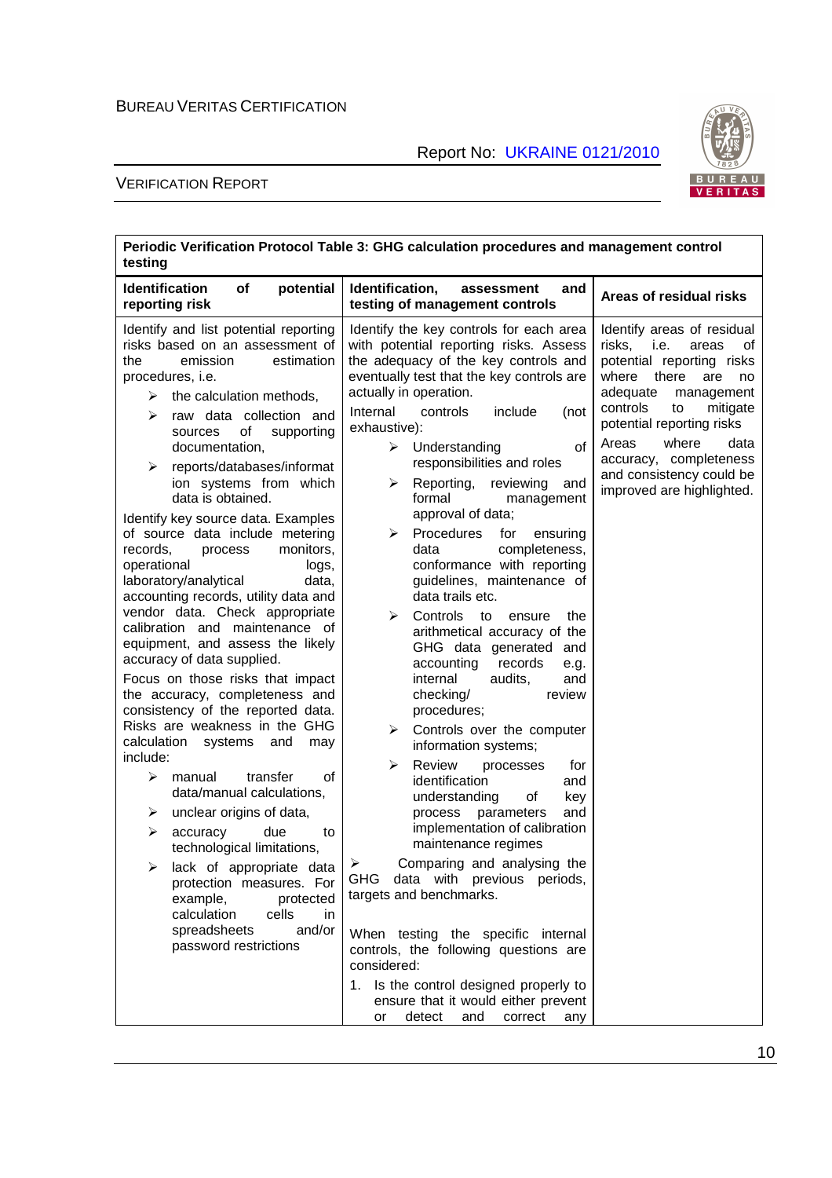| Periodic Verification Protocol Table 3: GHG calculation procedures and management control testing | | |
|---|---|---|
| **Identification of potential reporting risk** | **Identification, assessment and testing of management controls** | **Areas of residual risks** |
| Identify and list potential reporting risks based on an assessment of the emission estimation procedures, i.e.<br>➢ the calculation methods,<br>➢ raw data collection and sources of supporting documentation,<br>➢ reports/databases/information systems from which data is obtained.<br><br>Identify key source data. Examples of source data include metering records, process monitors, operational logs, laboratory/analytical data, accounting records, utility data and vendor data. Check appropriate calibration and maintenance of equipment, and assess the likely accuracy of data supplied.<br><br>Focus on those risks that impact the accuracy, completeness and consistency of the reported data. Risks are weakness in the GHG calculation systems and may include:<br>➢ manual transfer of data/manual calculations,<br>➢ unclear origins of data,<br>➢ accuracy due to technological limitations,<br>➢ lack of appropriate data protection measures. For example, protected calculation cells in spreadsheets and/or password restrictions | Identify the key controls for each area with potential reporting risks. Assess the adequacy of the key controls and eventually test that the key controls are actually in operation.<br><br>Internal controls include (not exhaustive):<br>➢ Understanding of responsibilities and roles<br>➢ Reporting, reviewing and formal management approval of data;<br>➢ Procedures for ensuring data completeness, conformance with reporting guidelines, maintenance of data trails etc.<br>➢ Controls to ensure the arithmetical accuracy of the GHG data generated and accounting records e.g. internal audits, and checking/ review procedures;<br>➢ Controls over the computer information systems;<br>➢ Review processes for identification and understanding of key process parameters and implementation of calibration maintenance regimes<br>➢ Comparing and analysing the GHG data with previous periods, targets and benchmarks.<br><br>When testing the specific internal controls, the following questions are considered:<br>1. Is the control designed properly to ensure that it would either prevent or detect and correct any | Identify areas of residual risks, i.e. areas of potential reporting risks where there are no adequate management controls to mitigate potential reporting risks<br><br>Areas where data accuracy, completeness and consistency could be improved are highlighted. |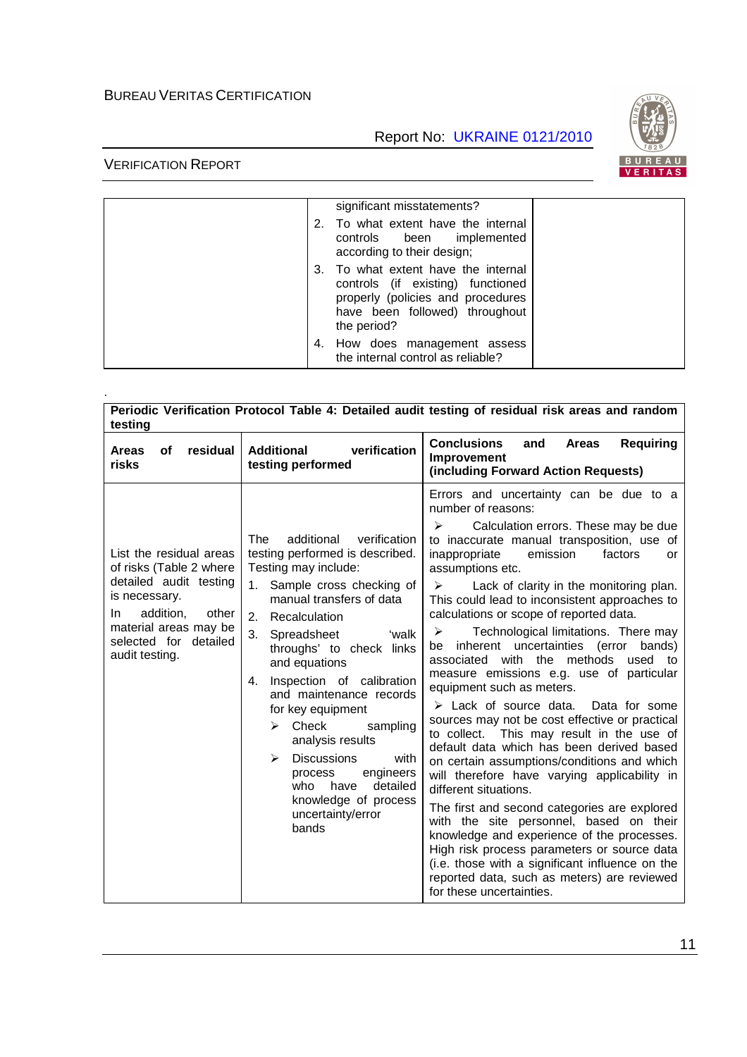| | significant misstatements?<br>2. To what extent have the internal controls been implemented according to their design;<br>3. To what extent have the internal controls (if existing) functioned properly (policies and procedures have been followed) throughout the period?<br>4. How does management assess the internal control as reliable? | |
|---|---|---|

.

| **Periodic Verification Protocol Table 4: Detailed audit testing of residual risk areas and random testing** | | |
|---|---|---|
| **Areas of residual risks** | **Additional verification testing performed** | **Conclusions and Areas Requiring Improvement (including Forward Action Requests)** |
| List the residual areas of risks (Table 2 where detailed audit testing is necessary.<br>In addition, other material areas may be selected for detailed audit testing. | The additional verification testing performed is described. Testing may include:<br>1. Sample cross checking of manual transfers of data<br>2. Recalculation<br>3. Spreadsheet 'walk throughs' to check links and equations<br>4. Inspection of calibration and maintenance records for key equipment<br>➢ Check sampling analysis results<br>➢ Discussions with process engineers who have detailed knowledge of process uncertainty/error bands | Errors and uncertainty can be due to a number of reasons:<br>➢ Calculation errors. These may be due to inaccurate manual transposition, use of inappropriate emission factors or assumptions etc.<br>➢ Lack of clarity in the monitoring plan. This could lead to inconsistent approaches to calculations or scope of reported data.<br>➢ Technological limitations. There may be inherent uncertainties (error bands) associated with the methods used to measure emissions e.g. use of particular equipment such as meters.<br>➢ Lack of source data. Data for some sources may not be cost effective or practical to collect. This may result in the use of default data which has been derived based on certain assumptions/conditions and which will therefore have varying applicability in different situations.<br>The first and second categories are explored with the site personnel, based on their knowledge and experience of the processes. High risk process parameters or source data (i.e. those with a significant influence on the reported data, such as meters) are reviewed for these uncertainties. |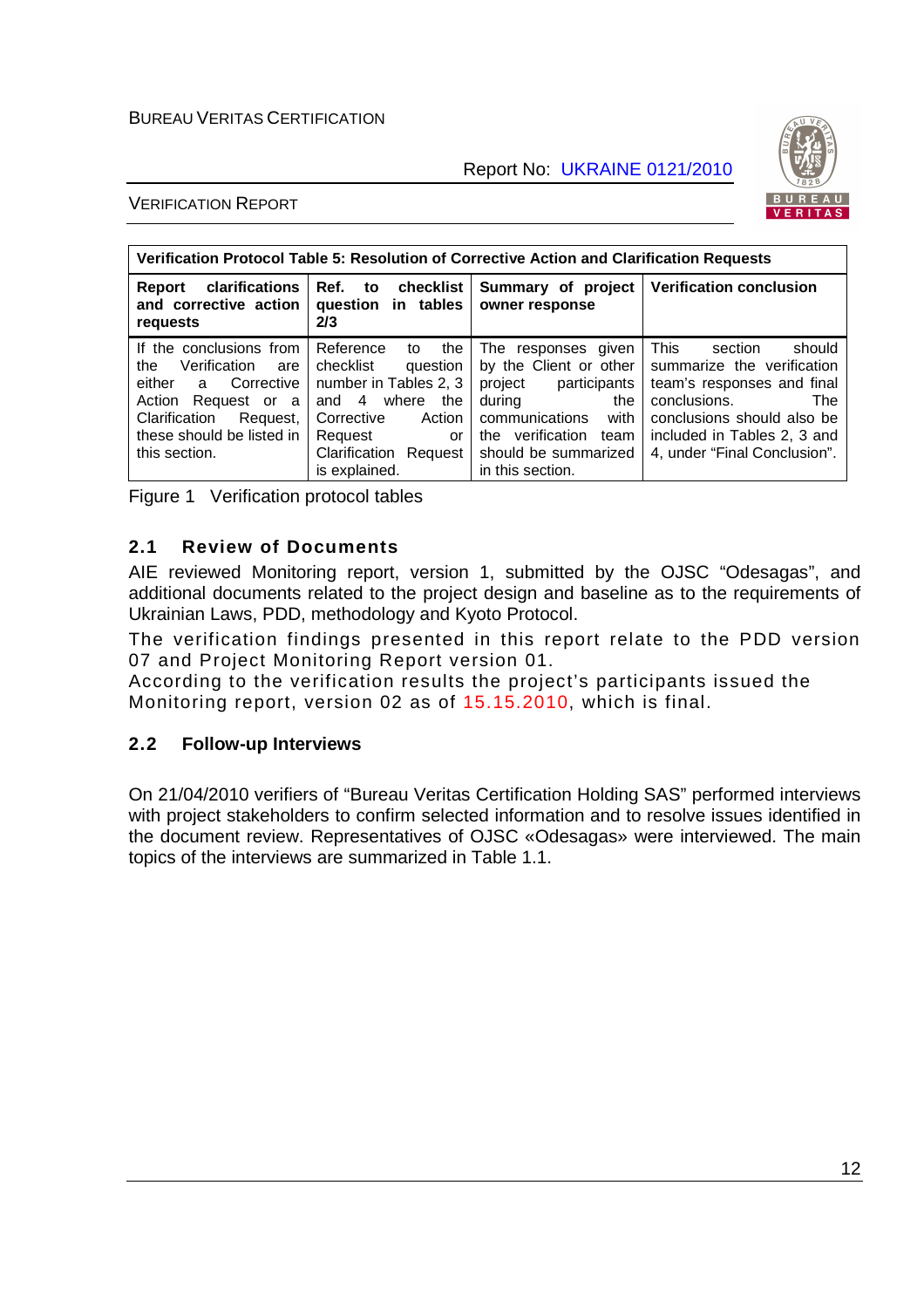| Verification Protocol Table 5: Resolution of Corrective Action and Clarification Requests | | | |
|---|---|---|---|
| **Report clarifications and corrective action requests** | **Ref. to checklist question in tables 2/3** | **Summary of project owner response** | **Verification conclusion** |
| If the conclusions from the Verification are either a Corrective Action Request or a Clarification Request, these should be listed in this section. | Reference to the checklist question number in Tables 2, 3 and 4 where the Corrective Action Request or Clarification Request is explained. | The responses given by the Client or other project participants during the communications with the verification team should be summarized in this section. | This section should summarize the verification team's responses and final conclusions. The conclusions should also be included in Tables 2, 3 and 4, under "Final Conclusion". |

Figure 1 Verification protocol tables

## 2.1 Review of Documents

AIE reviewed Monitoring report, version 1, submitted by the OJSC "Odesagas", and additional documents related to the project design and baseline as to the requirements of Ukrainian Laws, PDD, methodology and Kyoto Protocol.

The verification findings presented in this report relate to the PDD version 07 and Project Monitoring Report version 01.

According to the verification results the project's participants issued the Monitoring report, version 02 as of 15.15.2010, which is final.

## 2.2 Follow-up Interviews

On 21/04/2010 verifiers of "Bureau Veritas Certification Holding SAS" performed interviews with project stakeholders to confirm selected information and to resolve issues identified in the document review. Representatives of OJSC «Odesagas» were interviewed. The main topics of the interviews are summarized in Table 1.1.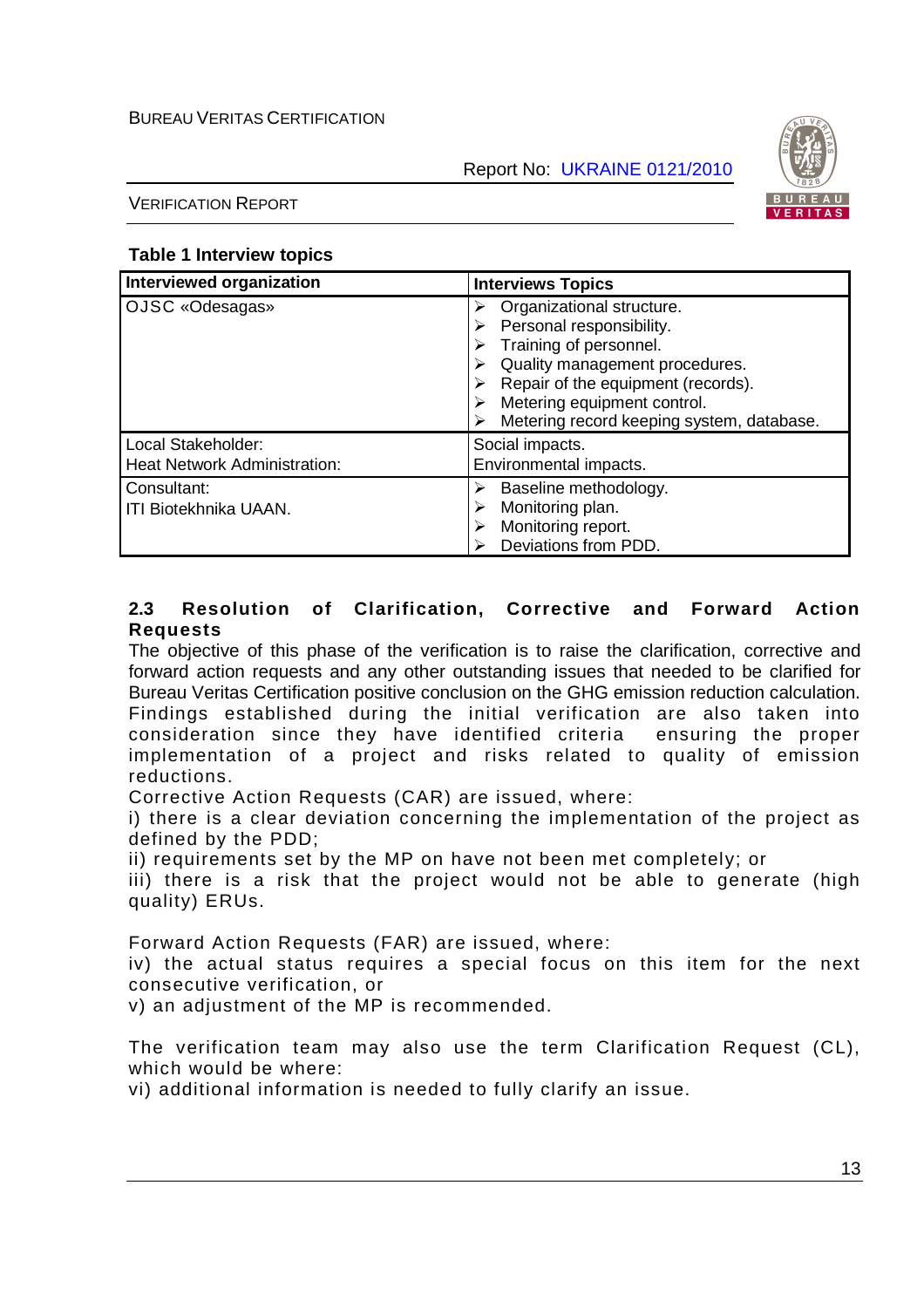**Table 1 Interview topics**

| Interviewed organization | Interviews Topics |
| --- | --- |
| OJSC «Odesagas» | ➢ Organizational structure.<br>➢ Personal responsibility.<br>➢ Training of personnel.<br>➢ Quality management procedures.<br>➢ Repair of the equipment (records).<br>➢ Metering equipment control.<br>➢ Metering record keeping system, database. |
| Local Stakeholder:<br>Heat Network Administration: | Social impacts.<br>Environmental impacts. |
| Consultant:<br>ITI Biotekhnika UAAN. | ➢ Baseline methodology.<br>➢ Monitoring plan.<br>➢ Monitoring report.<br>➢ Deviations from PDD. |

### 2.3 Resolution of Clarification, Corrective and Forward Action Requests

The objective of this phase of the verification is to raise the clarification, corrective and forward action requests and any other outstanding issues that needed to be clarified for Bureau Veritas Certification positive conclusion on the GHG emission reduction calculation. Findings established during the initial verification are also taken into consideration since they have identified criteria ensuring the proper implementation of a project and risks related to quality of emission reductions.

Corrective Action Requests (CAR) are issued, where:

i) there is a clear deviation concerning the implementation of the project as defined by the PDD;

ii) requirements set by the MP on have not been met completely; or

iii) there is a risk that the project would not be able to generate (high quality) ERUs.

Forward Action Requests (FAR) are issued, where:

iv) the actual status requires a special focus on this item for the next consecutive verification, or

v) an adjustment of the MP is recommended.

The verification team may also use the term Clarification Request (CL), which would be where:

vi) additional information is needed to fully clarify an issue.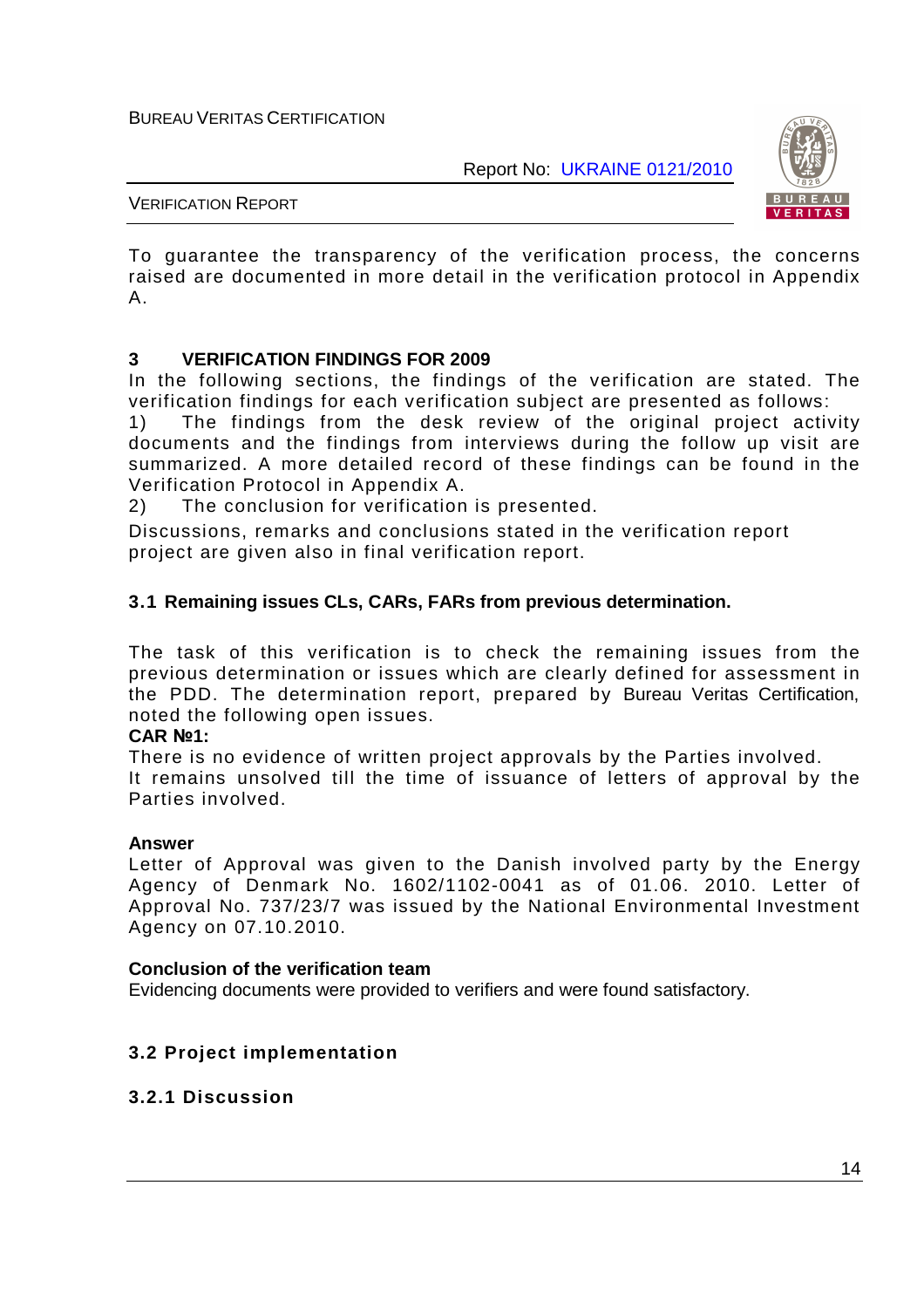To guarantee the transparency of the verification process, the concerns raised are documented in more detail in the verification protocol in Appendix A.

## 3 VERIFICATION FINDINGS FOR 2009

In the following sections, the findings of the verification are stated. The verification findings for each verification subject are presented as follows:

1) The findings from the desk review of the original project activity documents and the findings from interviews during the follow up visit are summarized. A more detailed record of these findings can be found in the Verification Protocol in Appendix A.
2) The conclusion for verification is presented.

Discussions, remarks and conclusions stated in the verification report project are given also in final verification report.

### 3.1 Remaining issues CLs, CARs, FARs from previous determination.

The task of this verification is to check the remaining issues from the previous determination or issues which are clearly defined for assessment in the PDD. The determination report, prepared by Bureau Veritas Certification, noted the following open issues.

**CAR №1:**

There is no evidence of written project approvals by the Parties involved.
It remains unsolved till the time of issuance of letters of approval by the Parties involved.

**Answer**

Letter of Approval was given to the Danish involved party by the Energy Agency of Denmark No. 1602/1102-0041 as of 01.06. 2010. Letter of Approval No. 737/23/7 was issued by the National Environmental Investment Agency on 07.10.2010.

**Conclusion of the verification team**

Evidencing documents were provided to verifiers and were found satisfactory.

### 3.2 Project implementation

#### 3.2.1 Discussion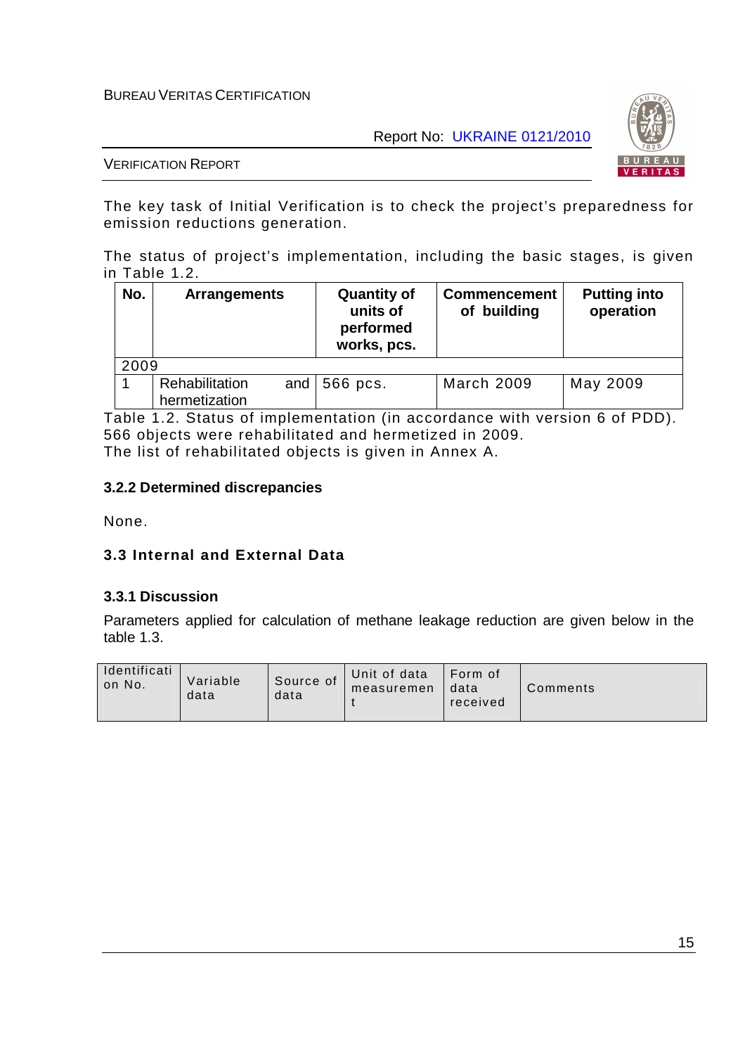The key task of Initial Verification is to check the project's preparedness for emission reductions generation.

The status of project's implementation, including the basic stages, is given in Table 1.2.

| No. | Arrangements | Quantity of units of performed works, pcs. | Commencement of building | Putting into operation |
|---|---|---|---|---|
| 2009 | | | | |
| 1 | Rehabilitation and hermetization | 566 pcs. | March 2009 | May 2009 |

Table 1.2. Status of implementation (in accordance with version 6 of PDD).
566 objects were rehabilitated and hermetized in 2009.
The list of rehabilitated objects is given in Annex A.

### 3.2.2 Determined discrepancies

None.

## 3.3 Internal and External Data

### 3.3.1 Discussion

Parameters applied for calculation of methane leakage reduction are given below in the table 1.3.

| Identification No. | Variable data | Source of data | Unit of data measurement | Form of data received | Comments |
|---|---|---|---|---|---|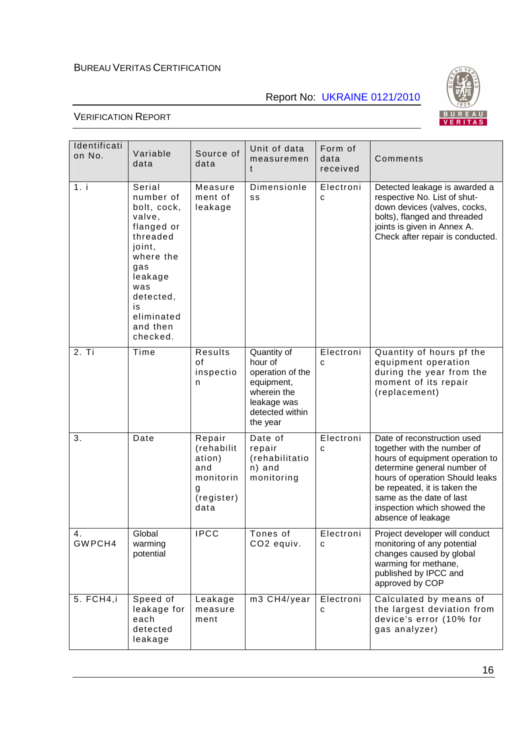| Identification No. | Variable data | Source of data | Unit of data measurement | Form of data received | Comments |
|---|---|---|---|---|---|
| 1. i | Serial number of bolt, cock, valve, flanged or threaded joint, where the gas leakage was detected, is eliminated and then checked. | Measurement of leakage | Dimensionless | Electronic | Detected leakage is awarded a respective No. List of shut-down devices (valves, cocks, bolts), flanged and threaded joints is given in Annex A. Check after repair is conducted. |
| 2. Ti | Time | Results of inspection | Quantity of hour of operation of the equipment, wherein the leakage was detected within the year | Electronic | Quantity of hours pf the equipment operation during the year from the moment of its repair (replacement) |
| 3. | Date | Repair (rehabilitation) and monitoring (register) data | Date of repair (rehabilitation) and monitoring | Electronic | Date of reconstruction used together with the number of hours of equipment operation to determine general number of hours of operation Should leaks be repeated, it is taken the same as the date of last inspection which showed the absence of leakage |
| 4. GWPCH4 | Global warming potential | IPCC | Tones of CO2 equiv. | Electronic | Project developer will conduct monitoring of any potential changes caused by global warming for methane, published by IPCC and approved by COP |
| 5. FCH4,i | Speed of leakage for each detected leakage | Leakage measurement | m3 CH4/year | Electronic | Calculated by means of the largest deviation from device's error (10% for gas analyzer) |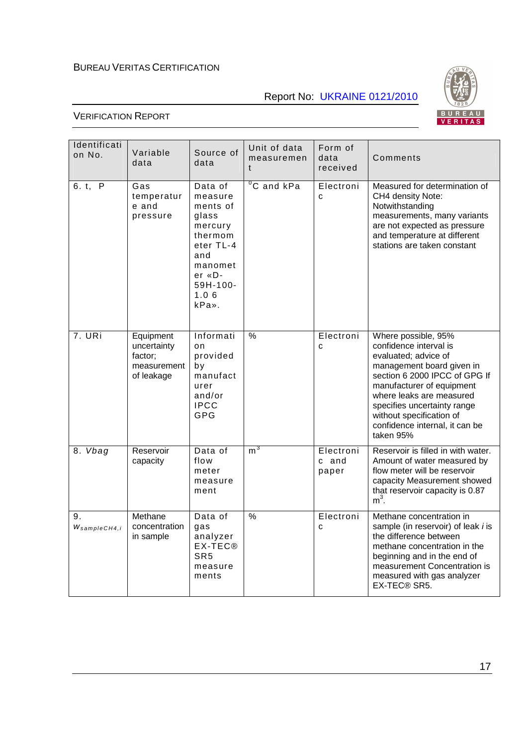| Identification No. | Variable data | Source of data | Unit of data measurement | Form of data received | Comments |
|---|---|---|---|---|---|
| 6. t, P | Gas temperature and pressure | Data of measurements of glass mercury thermometer TL-4 and manometer «D-59H-100-1.0 6 kPa». | $^0$C and kPa | Electronic | Measured for determination of CH4 density Note: Notwithstanding measurements, many variants are not expected as pressure and temperature at different stations are taken constant |
| 7. URi | Equipment uncertainty factor; measurement of leakage | Information provided by manufacturer and/or IPCC GPG | % | Electronic | Where possible, 95% confidence interval is evaluated; advice of management board given in section 6 2000 IPCC of GPG If manufacturer of equipment where leaks are measured specifies uncertainty range without specification of confidence internal, it can be taken 95% |
| 8. *Vbag* | Reservoir capacity | Data of flow meter measurement | m$^3$ | Electronic and paper | Reservoir is filled in with water. Amount of water measured by flow meter will be reservoir capacity Measurement showed that reservoir capacity is 0.87 m$^3$. |
| 9. $w_{sampleCH4,i}$ | Methane concentration in sample | Data of gas analyzer EX-TEC® SR5 measurements | % | Electronic | Methane concentration in sample (in reservoir) of leak *i* is the difference between methane concentration in the beginning and in the end of measurement Concentration is measured with gas analyzer EX-TEC® SR5. |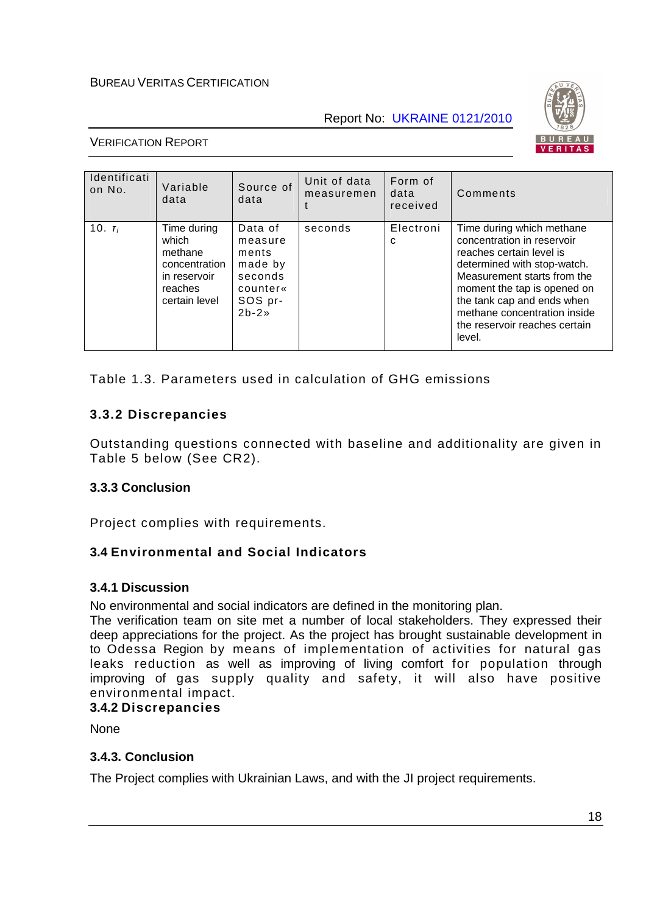| Identification No. | Variable data | Source of data | Unit of data measurement | Form of data received | Comments |
|---|---|---|---|---|---|
| 10. $\tau_i$ | Time during which methane concentration in reservoir reaches certain level | Data of measurements made by seconds counter« SOS pr-2b-2» | seconds | Electronic | Time during which methane concentration in reservoir reaches certain level is determined with stop-watch. Measurement starts from the moment the tap is opened on the tank cap and ends when methane concentration inside the reservoir reaches certain level. |

Table 1.3. Parameters used in calculation of GHG emissions

### 3.3.2 Discrepancies

Outstanding questions connected with baseline and additionality are given in Table 5 below (See CR2).

### 3.3.3 Conclusion

Project complies with requirements.

## 3.4 Environmental and Social Indicators

### 3.4.1 Discussion

No environmental and social indicators are defined in the monitoring plan.

The verification team on site met a number of local stakeholders. They expressed their deep appreciations for the project. As the project has brought sustainable development in to Odessa Region by means of implementation of activities for natural gas leaks reduction as well as improving of living comfort for population through improving of gas supply quality and safety, it will also have positive environmental impact.

### 3.4.2 Discrepancies

None

### 3.4.3. Conclusion

The Project complies with Ukrainian Laws, and with the JI project requirements.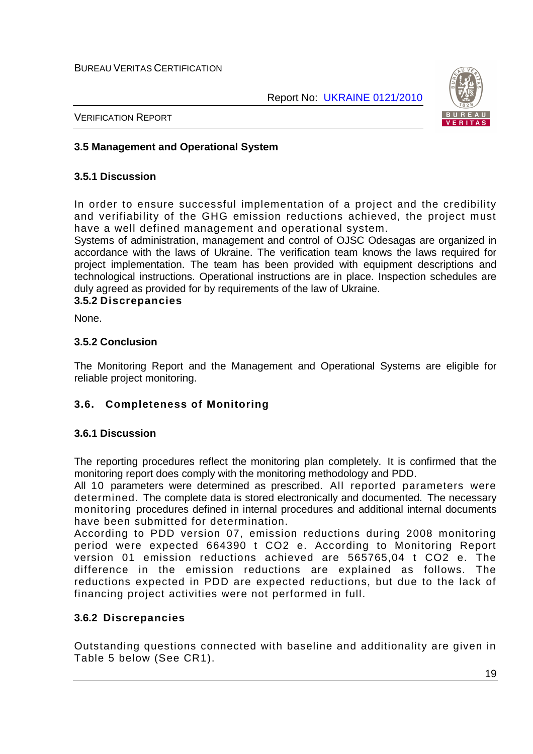### 3.5 Management and Operational System

#### 3.5.1 Discussion

In order to ensure successful implementation of a project and the credibility and verifiability of the GHG emission reductions achieved, the project must have a well defined management and operational system.
Systems of administration, management and control of OJSC Odesagas are organized in accordance with the laws of Ukraine. The verification team knows the laws required for project implementation. The team has been provided with equipment descriptions and technological instructions. Operational instructions are in place. Inspection schedules are duly agreed as provided for by requirements of the law of Ukraine.

#### 3.5.2 Discrepancies

None.

#### 3.5.2 Conclusion

The Monitoring Report and the Management and Operational Systems are eligible for reliable project monitoring.

### 3.6. Completeness of Monitoring

#### 3.6.1 Discussion

The reporting procedures reflect the monitoring plan completely. It is confirmed that the monitoring report does comply with the monitoring methodology and PDD.
All 10 parameters were determined as prescribed. All reported parameters were determined. The complete data is stored electronically and documented. The necessary monitoring procedures defined in internal procedures and additional internal documents have been submitted for determination.
According to PDD version 07, emission reductions during 2008 monitoring period were expected 664390 t $CO_2$ e. According to Monitoring Report version 01 emission reductions achieved are 565765,04 t $CO_2$ e. The difference in the emission reductions are explained as follows. The reductions expected in PDD are expected reductions, but due to the lack of financing project activities were not performed in full.

#### 3.6.2 Discrepancies

Outstanding questions connected with baseline and additionality are given in Table 5 below (See CR1).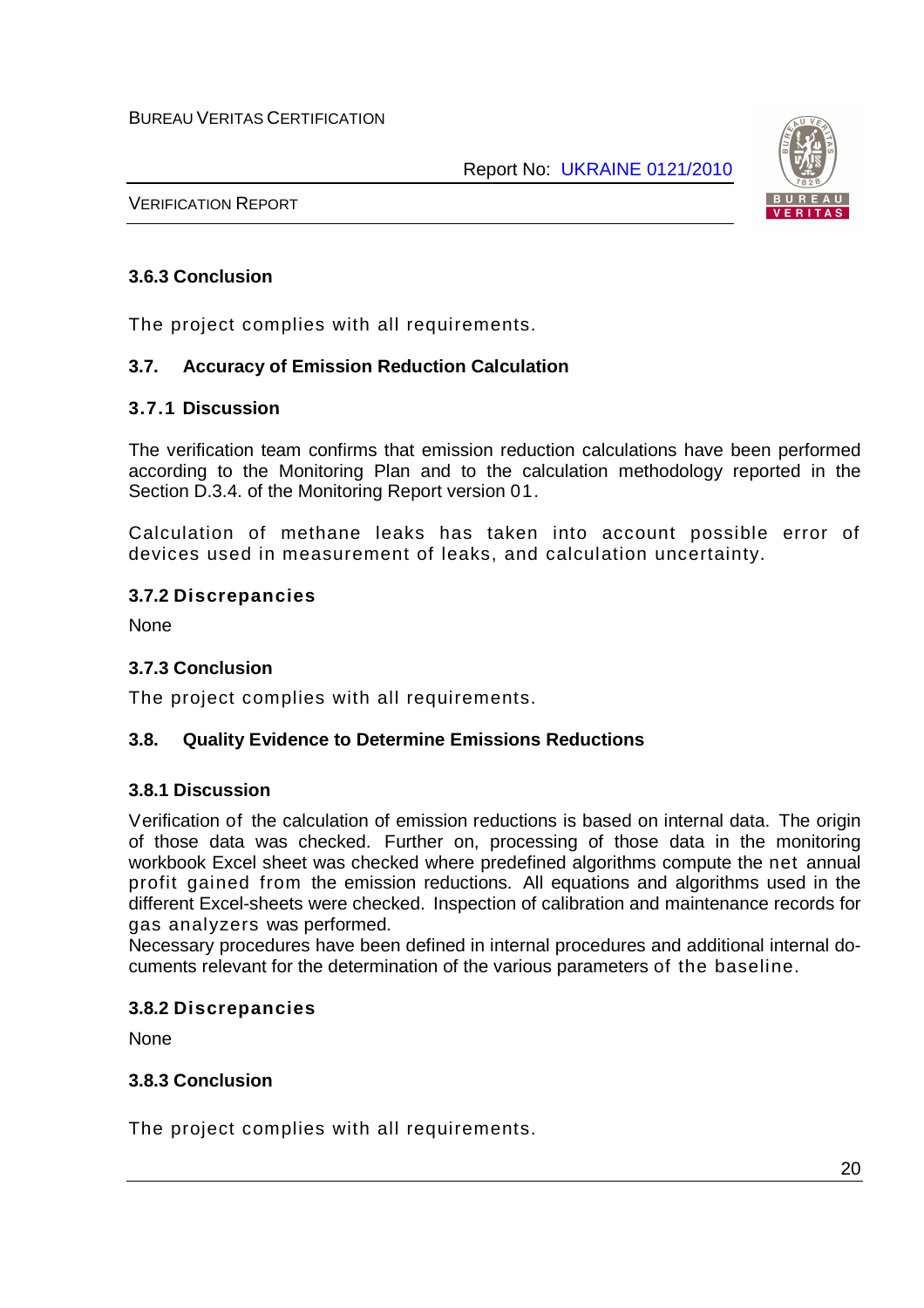### 3.6.3 Conclusion

The project complies with all requirements.

## 3.7. Accuracy of Emission Reduction Calculation

### 3.7.1 Discussion

The verification team confirms that emission reduction calculations have been performed according to the Monitoring Plan and to the calculation methodology reported in the Section D.3.4. of the Monitoring Report version 01.

Calculation of methane leaks has taken into account possible error of devices used in measurement of leaks, and calculation uncertainty.

### 3.7.2 Discrepancies

None

### 3.7.3 Conclusion

The project complies with all requirements.

## 3.8. Quality Evidence to Determine Emissions Reductions

### 3.8.1 Discussion

Verification of the calculation of emission reductions is based on internal data. The origin of those data was checked. Further on, processing of those data in the monitoring workbook Excel sheet was checked where predefined algorithms compute the net annual profit gained from the emission reductions. All equations and algorithms used in the different Excel-sheets were checked. Inspection of calibration and maintenance records for gas analyzers was performed.

Necessary procedures have been defined in internal procedures and additional internal documents relevant for the determination of the various parameters of the baseline.

### 3.8.2 Discrepancies

None

### 3.8.3 Conclusion

The project complies with all requirements.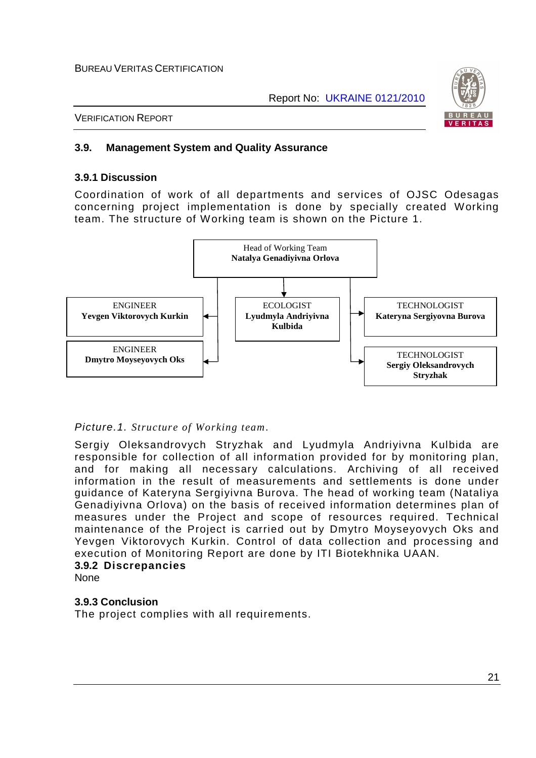### 3.9. Management System and Quality Assurance

#### 3.9.1 Discussion

Coordination of work of all departments and services of OJSC Odesagas concerning project implementation is done by specially created Working team. The structure of Working team is shown on the Picture 1.

Head of Working Team
**Natalya Genadiyivna Orlova**

ENGINEER
**Yevgen Viktorovych Kurkin**

ENGINEER
**Dmytro Moyseyovych Oks**

ECOLOGIST
**Lyudmyla Andriyivna Kulbida**

TECHNOLOGIST
**Kateryna Sergiyovna Burova**

TECHNOLOGIST
**Sergiy Oleksandrovych Stryzhak**

*Picture.1. Structure of Working team.*

Sergiy Oleksandrovych Stryzhak and Lyudmyla Andriyivna Kulbida are responsible for collection of all information provided for by monitoring plan, and for making all necessary calculations. Archiving of all received information in the result of measurements and settlements is done under guidance of Kateryna Sergiyivna Burova. The head of working team (Nataliya Genadiyivna Orlova) on the basis of received information determines plan of measures under the Project and scope of resources required. Technical maintenance of the Project is carried out by Dmytro Moyseyovych Oks and Yevgen Viktorovych Kurkin. Control of data collection and processing and execution of Monitoring Report are done by ITI Biotekhnika UAAN.

#### 3.9.2 Discrepancies

None

#### 3.9.3 Conclusion

The project complies with all requirements.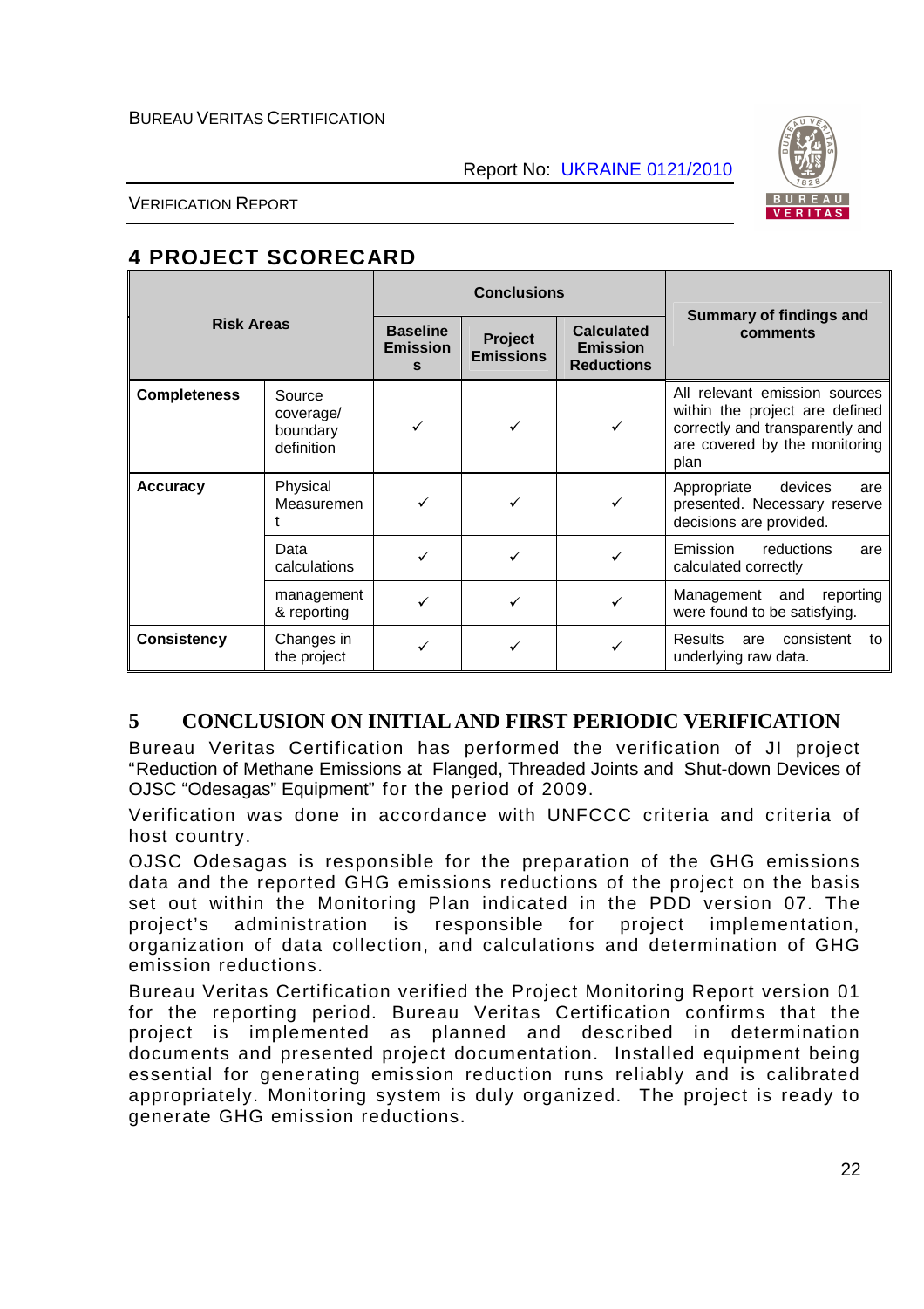## 4 PROJECT SCORECARD

| Risk Areas | | Conclusions | | | Summary of findings and comments |
|---|---|---|---|---|---|
| | | Baseline Emissions | Project Emissions | Calculated Emission Reductions | |
| **Completeness** | Source coverage/ boundary definition | ✓ | ✓ | ✓ | All relevant emission sources within the project are defined correctly and transparently and are covered by the monitoring plan |
| **Accuracy** | Physical Measurement | ✓ | ✓ | ✓ | Appropriate devices are presented. Necessary reserve decisions are provided. |
| | Data calculations | ✓ | ✓ | ✓ | Emission reductions are calculated correctly |
| | management & reporting | ✓ | ✓ | ✓ | Management and reporting were found to be satisfying. |
| **Consistency** | Changes in the project | ✓ | ✓ | ✓ | Results are consistent to underlying raw data. |

## 5 CONCLUSION ON INITIAL AND FIRST PERIODIC VERIFICATION

Bureau Veritas Certification has performed the verification of JI project "Reduction of Methane Emissions at Flanged, Threaded Joints and Shut-down Devices of OJSC "Odesagas" Equipment" for the period of 2009.

Verification was done in accordance with UNFCCC criteria and criteria of host country.

OJSC Odesagas is responsible for the preparation of the GHG emissions data and the reported GHG emissions reductions of the project on the basis set out within the Monitoring Plan indicated in the PDD version 07. The project's administration is responsible for project implementation, organization of data collection, and calculations and determination of GHG emission reductions.

Bureau Veritas Certification verified the Project Monitoring Report version 01 for the reporting period. Bureau Veritas Certification confirms that the project is implemented as planned and described in determination documents and presented project documentation. Installed equipment being essential for generating emission reduction runs reliably and is calibrated appropriately. Monitoring system is duly organized. The project is ready to generate GHG emission reductions.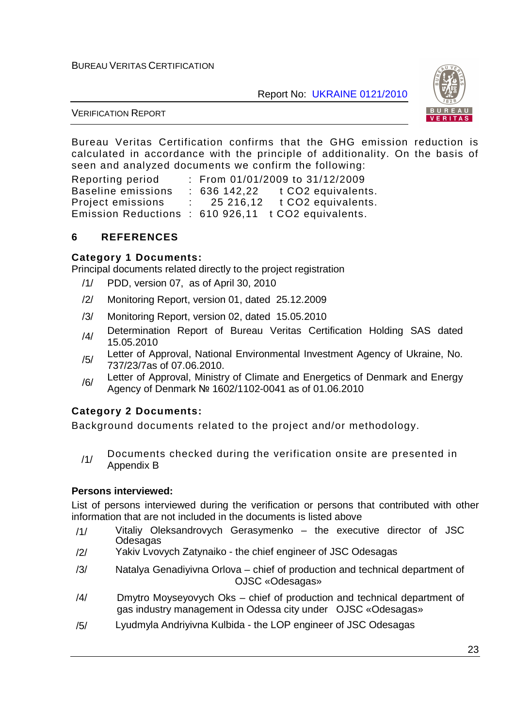Bureau Veritas Certification confirms that the GHG emission reduction is calculated in accordance with the principle of additionality. On the basis of seen and analyzed documents we confirm the following:

| | | | |
|---|---|---|---|
| Reporting period | : | From 01/01/2009 to 31/12/2009 | |
| Baseline emissions | : | 636 142,22 | t CO2 equivalents. |
| Project emissions | : | 25 216,12 | t CO2 equivalents. |
| Emission Reductions | : | 610 926,11 | t CO2 equivalents. |

## 6 REFERENCES

**Category 1 Documents:**

Principal documents related directly to the project registration

/1/ PDD, version 07, as of April 30, 2010

/2/ Monitoring Report, version 01, dated 25.12.2009

/3/ Monitoring Report, version 02, dated 15.05.2010

/4/ Determination Report of Bureau Veritas Certification Holding SAS dated 15.05.2010

/5/ Letter of Approval, National Environmental Investment Agency of Ukraine, No. 737/23/7as of 07.06.2010.

/6/ Letter of Approval, Ministry of Climate and Energetics of Denmark and Energy Agency of Denmark № 1602/1102-0041 as of 01.06.2010

**Category 2 Documents:**

Background documents related to the project and/or methodology.

/1/ Documents checked during the verification onsite are presented in Appendix B

**Persons interviewed:**

List of persons interviewed during the verification or persons that contributed with other information that are not included in the documents is listed above

/1/ Vitaliy Oleksandrovych Gerasymenko – the executive director of JSC Odesagas

/2/ Yakiv Lvovych Zatynaiko - the chief engineer of JSC Odesagas

/3/ Natalya Genadiyivna Orlova – chief of production and technical department of OJSC «Odesagas»

/4/ Dmytro Moyseyovych Oks – chief of production and technical department of gas industry management in Odessa city under OJSC «Odesagas»

/5/ Lyudmyla Andriyivna Kulbida - the LOP engineer of JSC Odesagas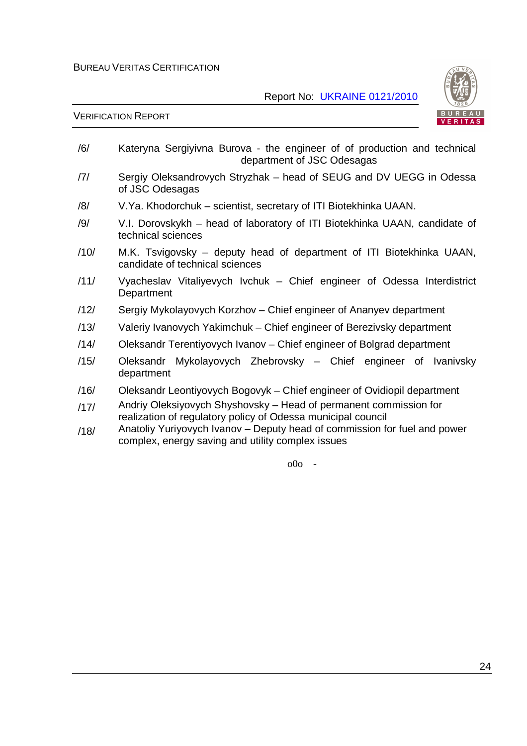/6/ Kateryna Sergiyivna Burova - the engineer of of production and technical department of JSC Odesagas

/7/ Sergiy Oleksandrovych Stryzhak – head of SEUG and DV UEGG in Odessa of JSC Odesagas

/8/ V.Ya. Khodorchuk – scientist, secretary of ITI Biotekhinka UAAN.

/9/ V.I. Dorovskykh – head of laboratory of ITI Biotekhinka UAAN, candidate of technical sciences

/10/ M.K. Tsvigovsky – deputy head of department of ITI Biotekhinka UAAN, candidate of technical sciences

/11/ Vyacheslav Vitaliyevych Ivchuk – Chief engineer of Odessa Interdistrict Department

/12/ Sergiy Mykolayovych Korzhov – Chief engineer of Ananyev department

/13/ Valeriy Ivanovych Yakimchuk – Chief engineer of Berezivsky department

/14/ Oleksandr Terentiyovych Ivanov – Chief engineer of Bolgrad department

/15/ Oleksandr Mykolayovych Zhebrovsky – Chief engineer of Ivanivsky department

/16/ Oleksandr Leontiyovych Bogovyk – Chief engineer of Ovidiopil department

/17/ Andriy Oleksiyovych Shyshovsky – Head of permanent commission for realization of regulatory policy of Odessa municipal council

/18/ Anatoliy Yuriyovych Ivanov – Deputy head of commission for fuel and power complex, energy saving and utility complex issues

o0o -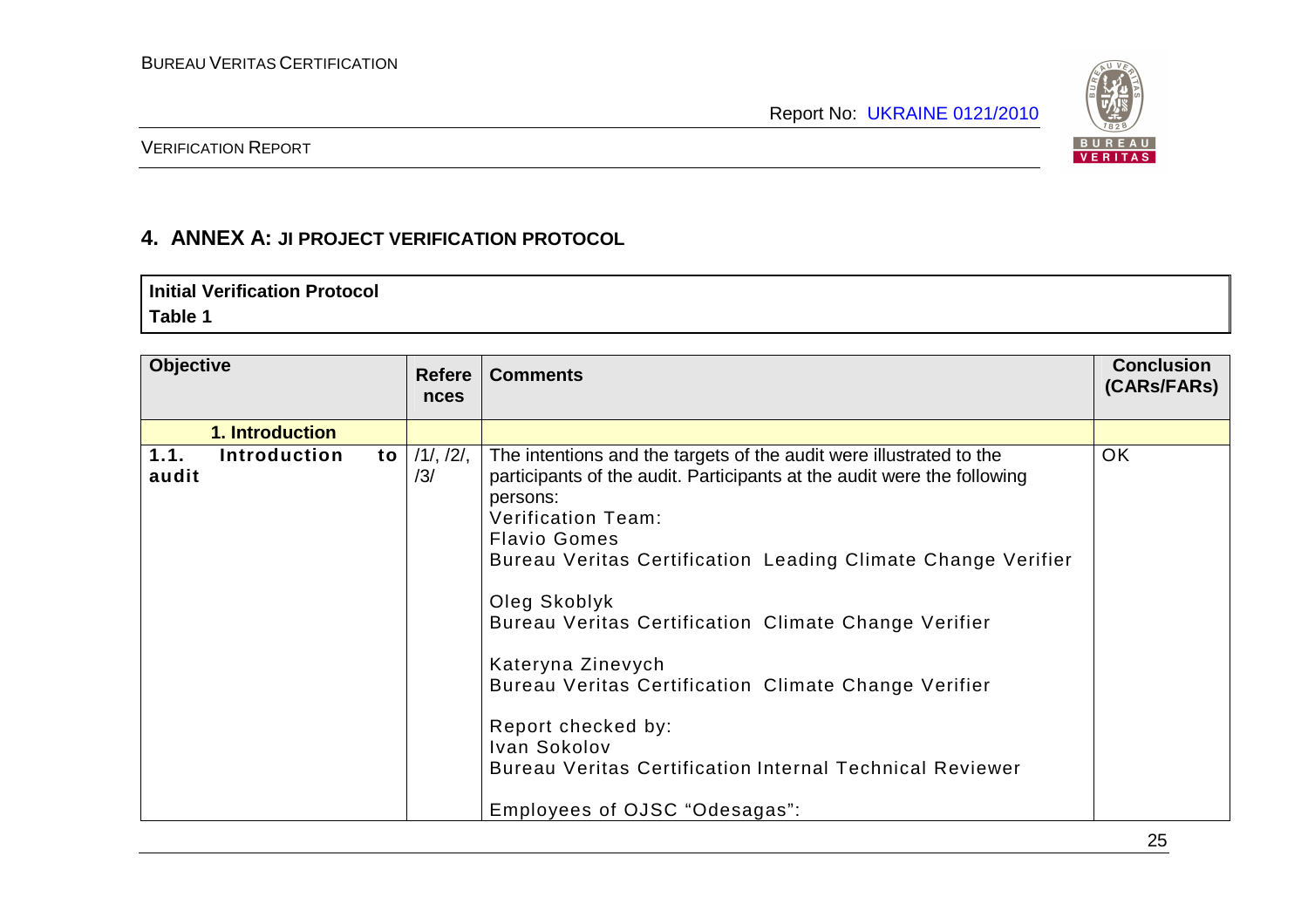## 4. ANNEX A: JI PROJECT VERIFICATION PROTOCOL

**Initial Verification Protocol**
**Table 1**

| Objective | References | Comments | Conclusion (CARs/FARs) |
|---|---|---|---|
| **1. Introduction** | | | |
| **1.1. Introduction to audit** | /1/, /2/, /3/ | The intentions and the targets of the audit were illustrated to the participants of the audit. Participants at the audit were the following persons:<br>Verification Team:<br>Flavio Gomes<br>Bureau Veritas Certification Leading Climate Change Verifier<br><br>Oleg Skoblyk<br>Bureau Veritas Certification Climate Change Verifier<br><br>Kateryna Zinevych<br>Bureau Veritas Certification Climate Change Verifier<br><br>Report checked by:<br>Ivan Sokolov<br>Bureau Veritas Certification Internal Technical Reviewer<br><br>Employees of OJSC "Odesagas": | OK |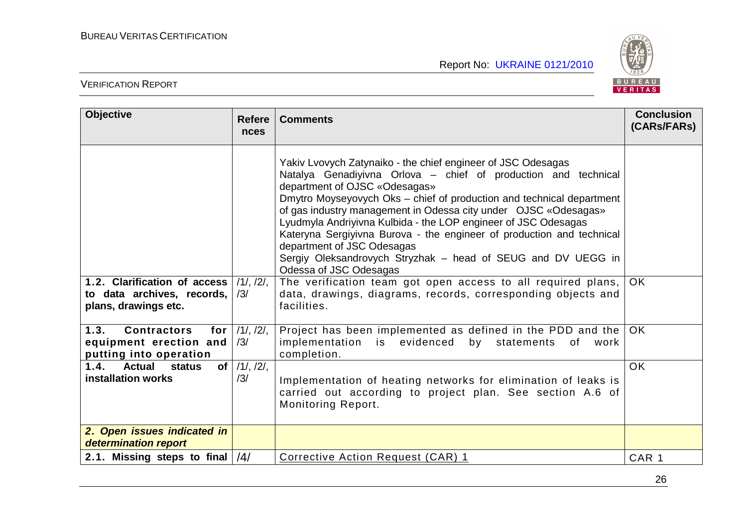| Objective | References | Comments | Conclusion (CARs/FARs) |
|---|---|---|---|
| | | Yakiv Lvovych Zatynaiko - the chief engineer of JSC Odesagas<br>Natalya Genadiyivna Orlova – chief of production and technical department of OJSC «Odesagas»<br>Dmytro Moyseyovych Oks – chief of production and technical department of gas industry management in Odessa city under OJSC «Odesagas»<br>Lyudmyla Andriyivna Kulbida - the LOP engineer of JSC Odesagas<br>Kateryna Sergiyivna Burova - the engineer of production and technical department of JSC Odesagas<br>Sergiy Oleksandrovych Stryzhak – head of SEUG and DV UEGG in Odessa of JSC Odesagas | |
| **1.2. Clarification of access to data archives, records, plans, drawings etc.** | /1/, /2/, /3/ | The verification team got open access to all required plans, data, drawings, diagrams, records, corresponding objects and facilities. | OK |
| **1.3. Contractors for equipment erection and putting into operation** | /1/, /2/, /3/ | Project has been implemented as defined in the PDD and the implementation is evidenced by statements of work completion. | OK |
| **1.4. Actual status of installation works** | /1/, /2/, /3/ | Implementation of heating networks for elimination of leaks is carried out according to project plan. See section A.6 of Monitoring Report. | OK |
| ***2. Open issues indicated in determination report*** | | | |
| **2.1. Missing steps to final** | /4/ | Corrective Action Request (CAR) 1 | CAR 1 |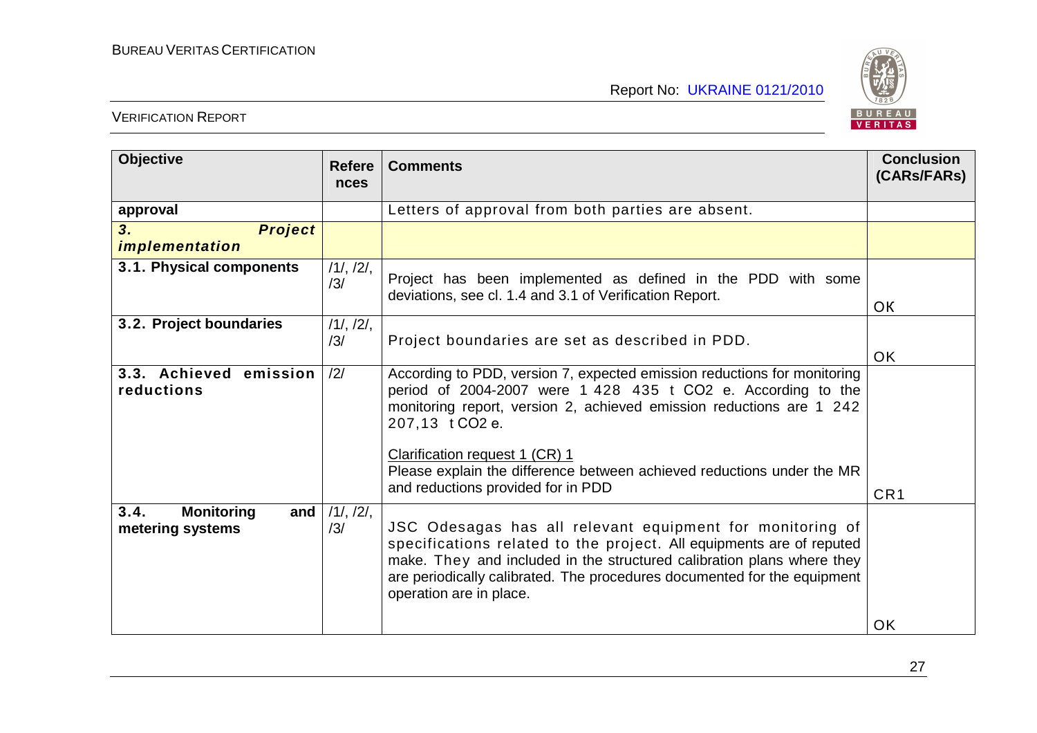| Objective | References | Comments | Conclusion (CARs/FARs) |
|---|---|---|---|
| **approval** | | Letters of approval from both parties are absent. | |
| ***3. Project implementation*** | | | |
| **3.1. Physical components** | /1/, /2/, /3/ | Project has been implemented as defined in the PDD with some deviations, see cl. 1.4 and 3.1 of Verification Report. | OK |
| **3.2. Project boundaries** | /1/, /2/, /3/ | Project boundaries are set as described in PDD. | OK |
| **3.3. Achieved emission reductions** | /2/ | According to PDD, version 7, expected emission reductions for monitoring period of 2004-2007 were 1 428 435 t $CO_2$ e. According to the monitoring report, version 2, achieved emission reductions are 1 242 207,13 t $CO_2$ e.<br><br>Clarification request 1 (CR) 1<br>Please explain the difference between achieved reductions under the MR and reductions provided for in PDD | CR1 |
| **3.4. Monitoring and metering systems** | /1/, /2/, /3/ | JSC Odesagas has all relevant equipment for monitoring of specifications related to the project. All equipments are of reputed make. They and included in the structured calibration plans where they are periodically calibrated. The procedures documented for the equipment operation are in place. | OK |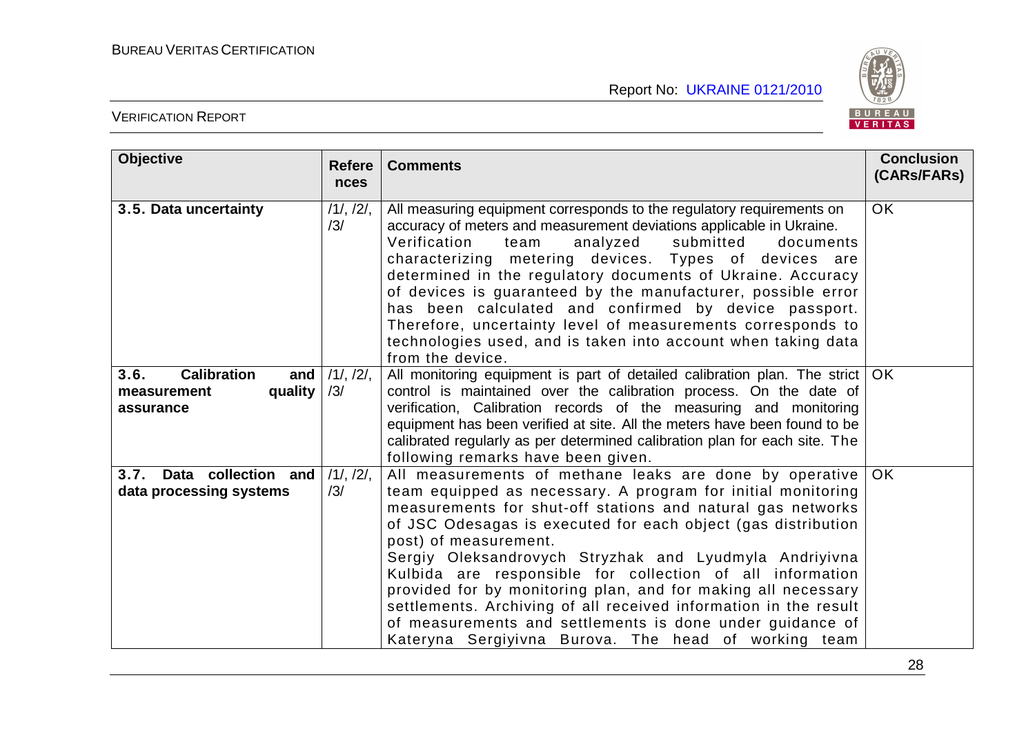| Objective | References | Comments | Conclusion (CARs/FARs) |
|---|---|---|---|
| **3.5. Data uncertainty** | /1/, /2/, /3/ | All measuring equipment corresponds to the regulatory requirements on accuracy of meters and measurement deviations applicable in Ukraine. Verification team analyzed submitted documents characterizing metering devices. Types of devices are determined in the regulatory documents of Ukraine. Accuracy of devices is guaranteed by the manufacturer, possible error has been calculated and confirmed by device passport. Therefore, uncertainty level of measurements corresponds to technologies used, and is taken into account when taking data from the device. | OK |
| **3.6. Calibration and measurement quality assurance** | /1/, /2/, /3/ | All monitoring equipment is part of detailed calibration plan. The strict control is maintained over the calibration process. On the date of verification, Calibration records of the measuring and monitoring equipment has been verified at site. All the meters have been found to be calibrated regularly as per determined calibration plan for each site. The following remarks have been given. | OK |
| **3.7. Data collection and data processing systems** | /1/, /2/, /3/ | All measurements of methane leaks are done by operative team equipped as necessary. A program for initial monitoring measurements for shut-off stations and natural gas networks of JSC Odesagas is executed for each object (gas distribution post) of measurement. Sergiy Oleksandrovych Stryzhak and Lyudmyla Andriyivna Kulbida are responsible for collection of all information provided for by monitoring plan, and for making all necessary settlements. Archiving of all received information in the result of measurements and settlements is done under guidance of Kateryna Sergiyivna Burova. The head of working team | OK |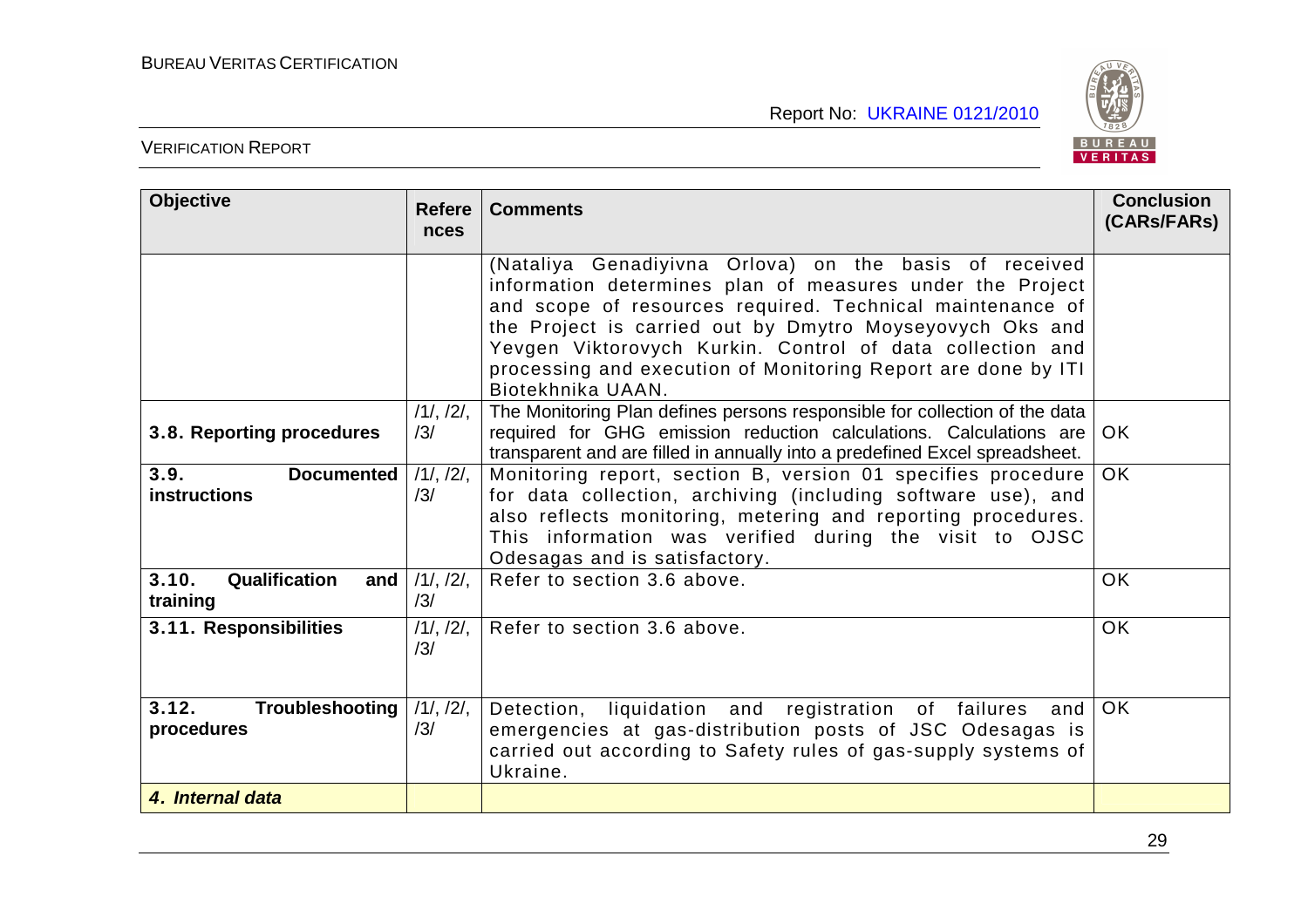| Objective | References | Comments | Conclusion (CARs/FARs) |
|---|---|---|---|
| | | (Nataliya Genadiyivna Orlova) on the basis of received information determines plan of measures under the Project and scope of resources required. Technical maintenance of the Project is carried out by Dmytro Moyseyovych Oks and Yevgen Viktorovych Kurkin. Control of data collection and processing and execution of Monitoring Report are done by ITI Biotekhnika UAAN. | |
| **3.8. Reporting procedures** | /1/, /2/, /3/ | The Monitoring Plan defines persons responsible for collection of the data required for GHG emission reduction calculations. Calculations are transparent and are filled in annually into a predefined Excel spreadsheet. | OK |
| **3.9. Documented instructions** | /1/, /2/, /3/ | Monitoring report, section B, version 01 specifies procedure for data collection, archiving (including software use), and also reflects monitoring, metering and reporting procedures. This information was verified during the visit to OJSC Odesagas and is satisfactory. | OK |
| **3.10. Qualification and training** | /1/, /2/, /3/ | Refer to section 3.6 above. | OK |
| **3.11. Responsibilities** | /1/, /2/, /3/ | Refer to section 3.6 above. | OK |
| **3.12. Troubleshooting procedures** | /1/, /2/, /3/ | Detection, liquidation and registration of failures and emergencies at gas-distribution posts of JSC Odesagas is carried out according to Safety rules of gas-supply systems of Ukraine. | OK |
| ***4. Internal data*** | | | |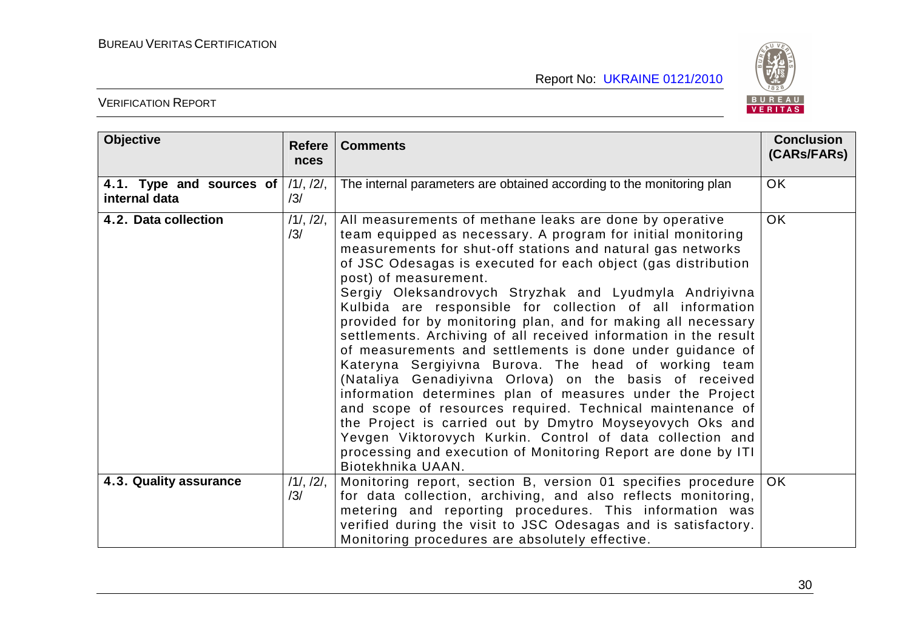| Objective | References | Comments | Conclusion (CARs/FARs) |
|---|---|---|---|
| **4.1. Type and sources of internal data** | /1/, /2/, /3/ | The internal parameters are obtained according to the monitoring plan | OK |
| **4.2. Data collection** | /1/, /2/, /3/ | All measurements of methane leaks are done by operative team equipped as necessary. A program for initial monitoring measurements for shut-off stations and natural gas networks of JSC Odesagas is executed for each object (gas distribution post) of measurement. Sergiy Oleksandrovych Stryzhak and Lyudmyla Andriyivna Kulbida are responsible for collection of all information provided for by monitoring plan, and for making all necessary settlements. Archiving of all received information in the result of measurements and settlements is done under guidance of Kateryna Sergiyivna Burova. The head of working team (Nataliya Genadiyivna Orlova) on the basis of received information determines plan of measures under the Project and scope of resources required. Technical maintenance of the Project is carried out by Dmytro Moyseyovych Oks and Yevgen Viktorovych Kurkin. Control of data collection and processing and execution of Monitoring Report are done by ITI Biotekhnika UAAN. | OK |
| **4.3. Quality assurance** | /1/, /2/, /3/ | Monitoring report, section B, version 01 specifies procedure for data collection, archiving, and also reflects monitoring, metering and reporting procedures. This information was verified during the visit to JSC Odesagas and is satisfactory. Monitoring procedures are absolutely effective. | OK |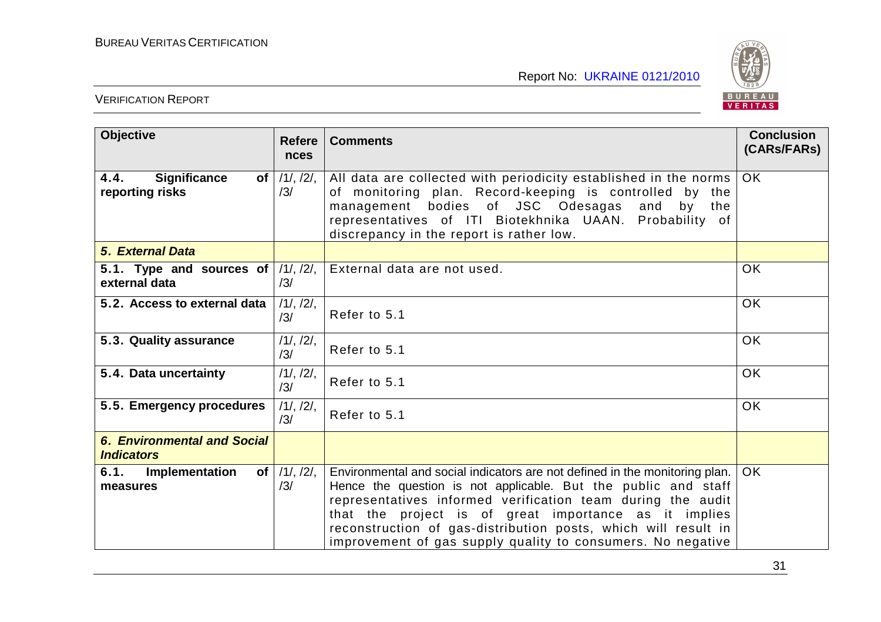| Objective | References | Comments | Conclusion (CARs/FARs) |
|---|---|---|---|
| **4.4. Significance of reporting risks** | /1/, /2/, /3/ | All data are collected with periodicity established in the norms of monitoring plan. Record-keeping is controlled by the management bodies of JSC Odesagas and by the representatives of ITI Biotekhnika UAAN. Probability of discrepancy in the report is rather low. | OK |
| ***5. External Data*** | | | |
| **5.1. Type and sources of external data** | /1/, /2/, /3/ | External data are not used. | OK |
| **5.2. Access to external data** | /1/, /2/, /3/ | Refer to 5.1 | OK |
| **5.3. Quality assurance** | /1/, /2/, /3/ | Refer to 5.1 | OK |
| **5.4. Data uncertainty** | /1/, /2/, /3/ | Refer to 5.1 | OK |
| **5.5. Emergency procedures** | /1/, /2/, /3/ | Refer to 5.1 | OK |
| ***6. Environmental and Social Indicators*** | | | |
| **6.1. Implementation of measures** | /1/, /2/, /3/ | Environmental and social indicators are not defined in the monitoring plan. Hence the question is not applicable. But the public and staff representatives informed verification team during the audit that the project is of great importance as it implies reconstruction of gas-distribution posts, which will result in improvement of gas supply quality to consumers. No negative | OK |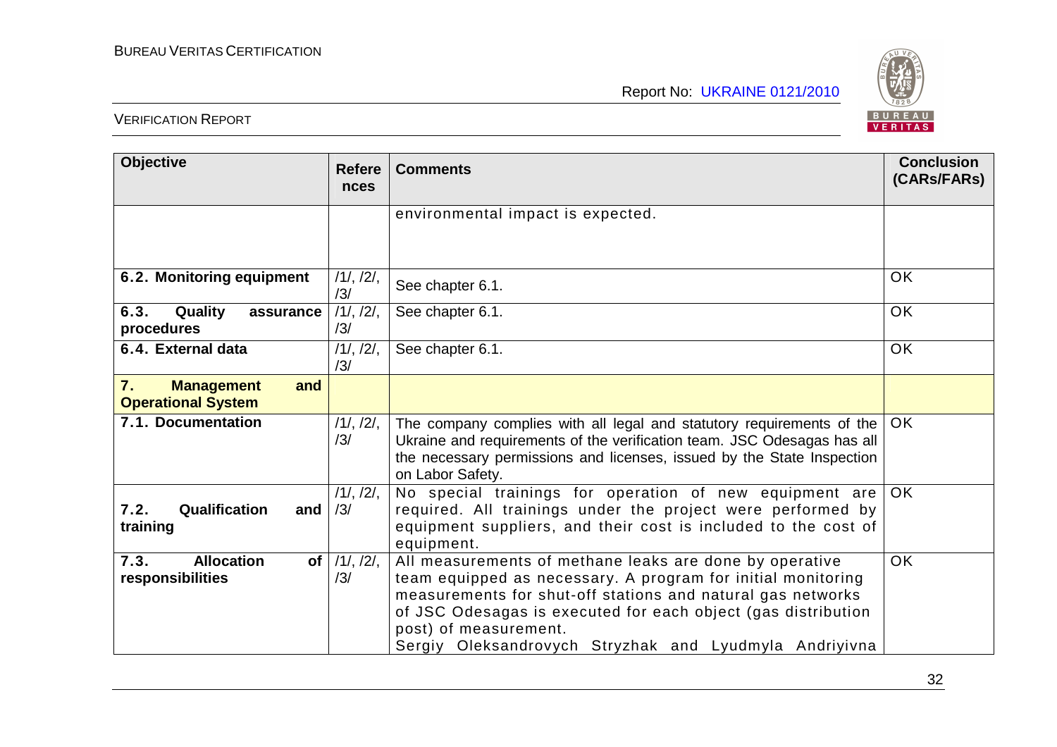| Objective | References | Comments | Conclusion (CARs/FARs) |
|---|---|---|---|
| | | environmental impact is expected. | |
| **6.2. Monitoring equipment** | /1/, /2/, /3/ | See chapter 6.1. | OK |
| **6.3. Quality assurance procedures** | /1/, /2/, /3/ | See chapter 6.1. | OK |
| **6.4. External data** | /1/, /2/, /3/ | See chapter 6.1. | OK |
| **7. Management and Operational System** | | | |
| **7.1. Documentation** | /1/, /2/, /3/ | The company complies with all legal and statutory requirements of the Ukraine and requirements of the verification team. JSC Odesagas has all the necessary permissions and licenses, issued by the State Inspection on Labor Safety. | OK |
| **7.2. Qualification and training** | /1/, /2/, /3/ | No special trainings for operation of new equipment are required. All trainings under the project were performed by equipment suppliers, and their cost is included to the cost of equipment. | OK |
| **7.3. Allocation of responsibilities** | /1/, /2/, /3/ | All measurements of methane leaks are done by operative team equipped as necessary. A program for initial monitoring measurements for shut-off stations and natural gas networks of JSC Odesagas is executed for each object (gas distribution post) of measurement. Sergiy Oleksandrovych Stryzhak and Lyudmyla Andriyivna | OK |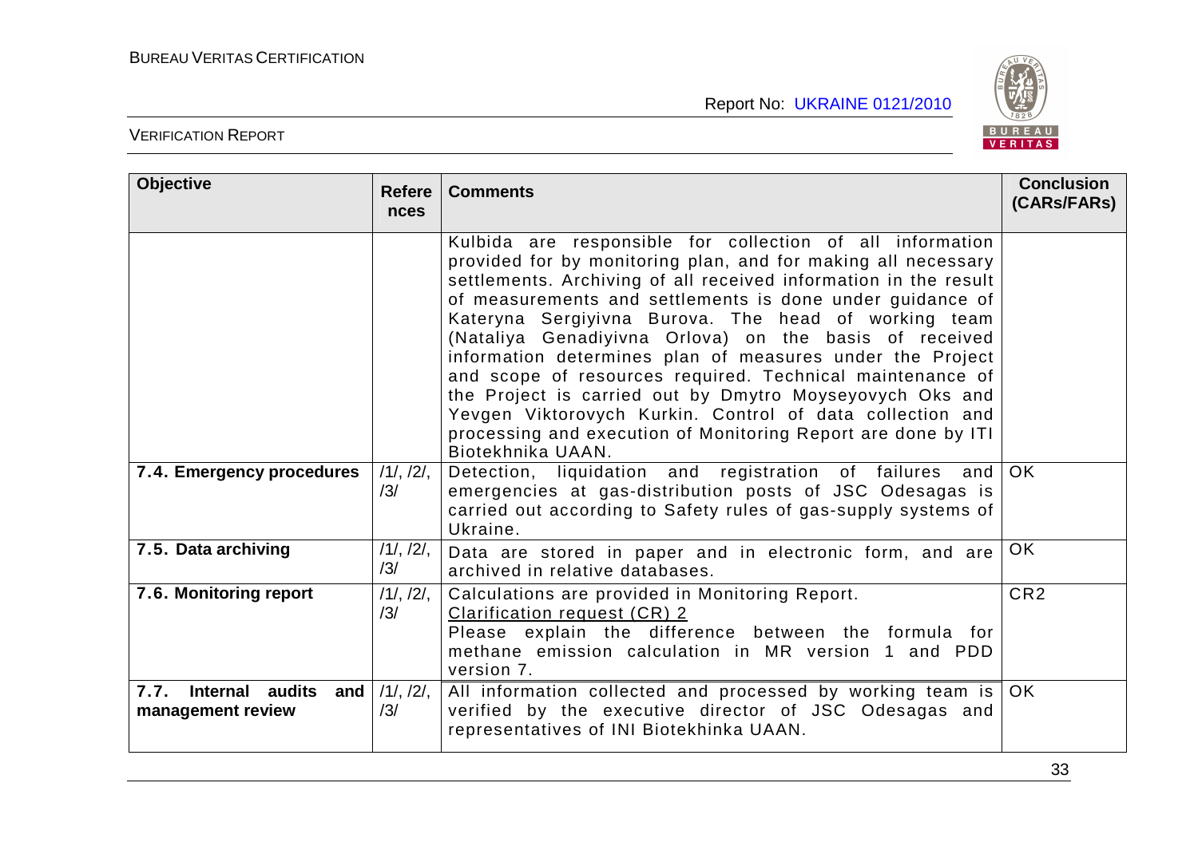| Objective | References | Comments | Conclusion (CARs/FARs) |
|---|---|---|---|
| | | Kulbida are responsible for collection of all information provided for by monitoring plan, and for making all necessary settlements. Archiving of all received information in the result of measurements and settlements is done under guidance of Kateryna Sergiyivna Burova. The head of working team (Nataliya Genadiyivna Orlova) on the basis of received information determines plan of measures under the Project and scope of resources required. Technical maintenance of the Project is carried out by Dmytro Moyseyovych Oks and Yevgen Viktorovych Kurkin. Control of data collection and processing and execution of Monitoring Report are done by ITI Biotekhnika UAAN. | |
| **7.4. Emergency procedures** | /1/, /2/, /3/ | Detection, liquidation and registration of failures and emergencies at gas-distribution posts of JSC Odesagas is carried out according to Safety rules of gas-supply systems of Ukraine. | OK |
| **7.5. Data archiving** | /1/, /2/, /3/ | Data are stored in paper and in electronic form, and are archived in relative databases. | OK |
| **7.6. Monitoring report** | /1/, /2/, /3/ | Calculations are provided in Monitoring Report.<br>Clarification request (CR) 2<br>Please explain the difference between the formula for methane emission calculation in MR version 1 and PDD version 7. | CR2 |
| **7.7. Internal audits and management review** | /1/, /2/, /3/ | All information collected and processed by working team is verified by the executive director of JSC Odesagas and representatives of INI Biotekhinka UAAN. | OK |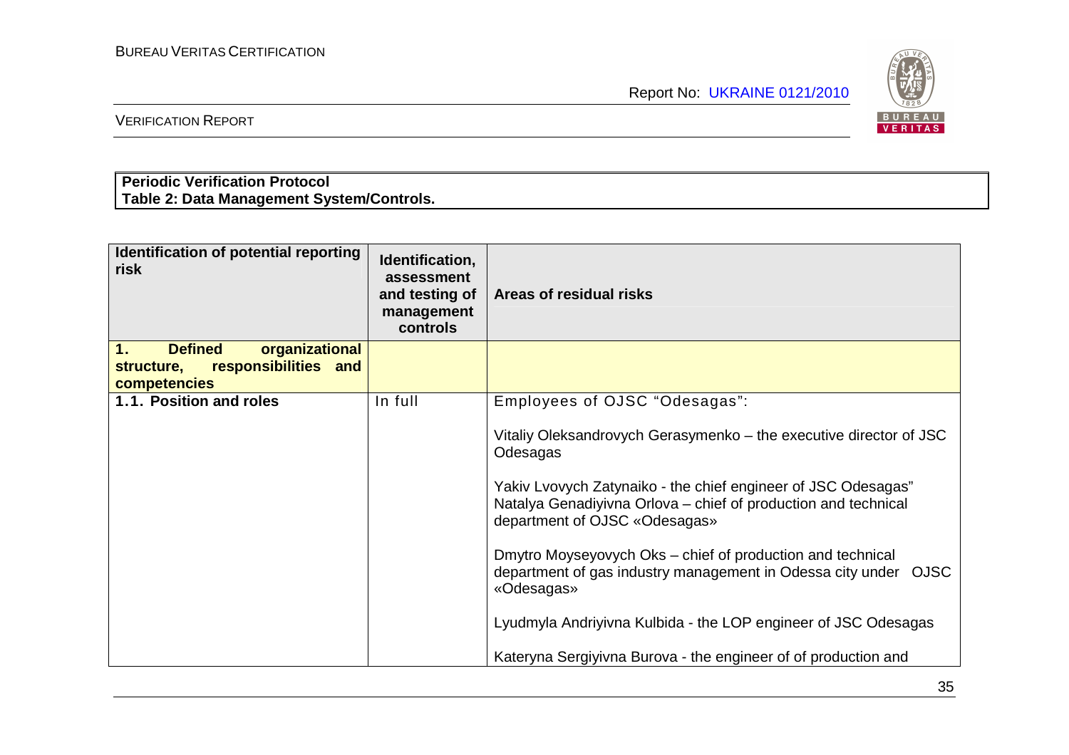**Periodic Verification Protocol**
**Table 2: Data Management System/Controls.**

| Identification of potential reporting risk | Identification, assessment and testing of management controls | Areas of residual risks |
|---|---|---|
| **1. Defined organizational structure, responsibilities and competencies** | | |
| **1.1. Position and roles** | In full | Employees of OJSC "Odesagas":<br><br>Vitaliy Oleksandrovych Gerasymenko – the executive director of JSC Odesagas<br><br>Yakiv Lvovych Zatynaiko - the chief engineer of JSC Odesagas"<br>Natalya Genadiyivna Orlova – chief of production and technical department of OJSC «Odesagas»<br><br>Dmytro Moyseyovych Oks – chief of production and technical department of gas industry management in Odessa city under OJSC «Odesagas»<br><br>Lyudmyla Andriyivna Kulbida - the LOP engineer of JSC Odesagas<br><br>Kateryna Sergiyivna Burova - the engineer of of production and |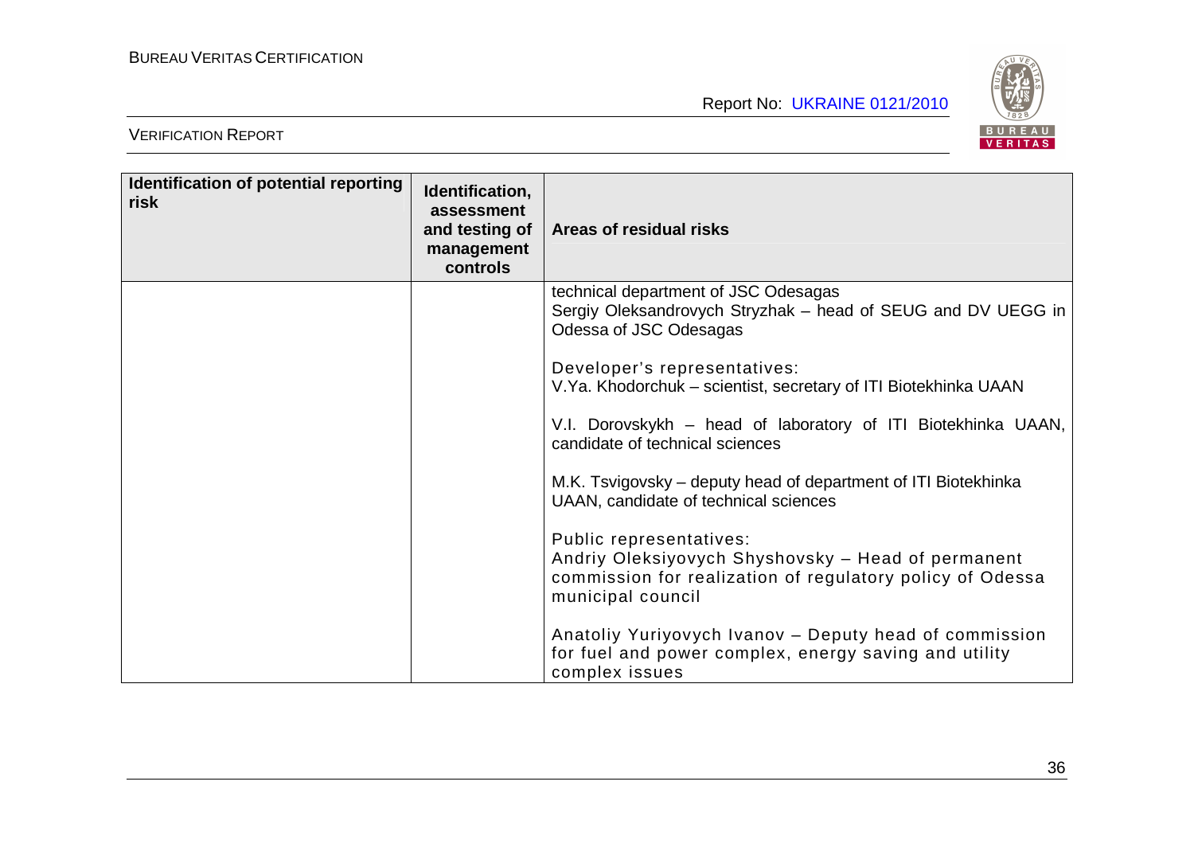| Identification of potential reporting risk | Identification, assessment and testing of management controls | Areas of residual risks |
|---|---|---|
| | | technical department of JSC Odesagas<br>Sergiy Oleksandrovych Stryzhak – head of SEUG and DV UEGG in Odessa of JSC Odesagas<br><br>Developer's representatives:<br>V.Ya. Khodorchuk – scientist, secretary of ITI Biotekhinka UAAN<br><br>V.I. Dorovskykh – head of laboratory of ITI Biotekhinka UAAN, candidate of technical sciences<br><br>M.K. Tsvigovsky – deputy head of department of ITI Biotekhinka UAAN, candidate of technical sciences<br><br>Public representatives:<br>Andriy Oleksiyovych Shyshovsky – Head of permanent commission for realization of regulatory policy of Odessa municipal council<br><br>Anatoliy Yuriyovych Ivanov – Deputy head of commission for fuel and power complex, energy saving and utility complex issues |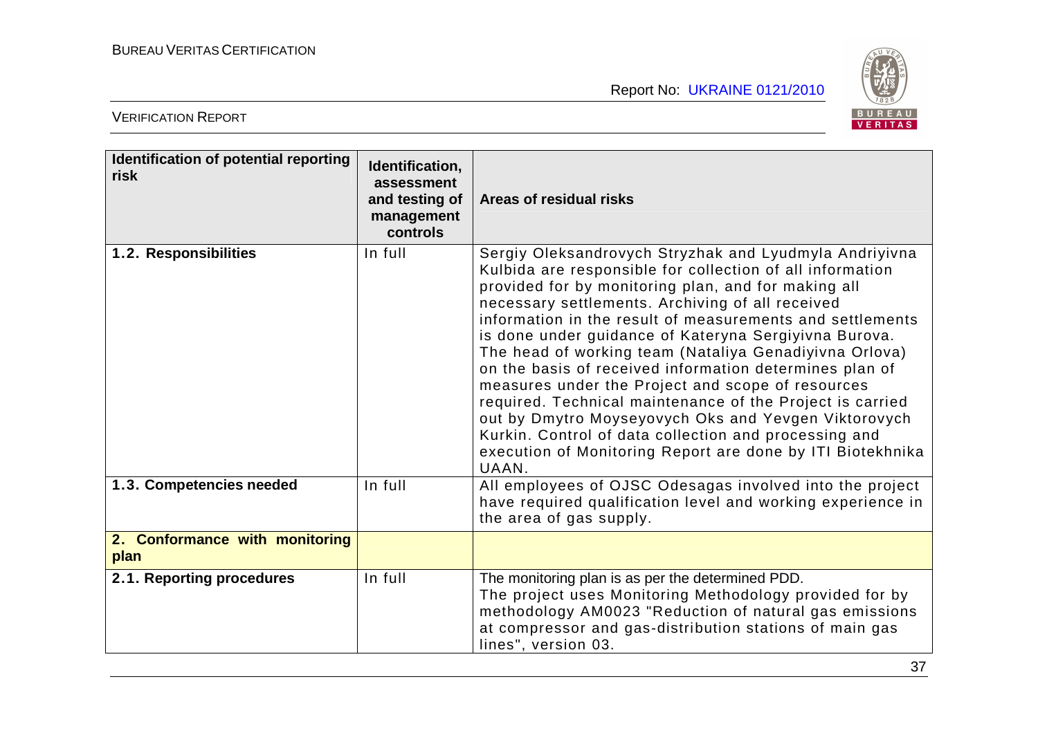| Identification of potential reporting risk | Identification, assessment and testing of management controls | Areas of residual risks |
|---|---|---|
| **1.2. Responsibilities** | In full | Sergiy Oleksandrovych Stryzhak and Lyudmyla Andriyivna Kulbida are responsible for collection of all information provided for by monitoring plan, and for making all necessary settlements. Archiving of all received information in the result of measurements and settlements is done under guidance of Kateryna Sergiyivna Burova. The head of working team (Nataliya Genadiyivna Orlova) on the basis of received information determines plan of measures under the Project and scope of resources required. Technical maintenance of the Project is carried out by Dmytro Moyseyovych Oks and Yevgen Viktorovych Kurkin. Control of data collection and processing and execution of Monitoring Report are done by ITI Biotekhnika UAAN. |
| **1.3. Competencies needed** | In full | All employees of OJSC Odesagas involved into the project have required qualification level and working experience in the area of gas supply. |
| **2. Conformance with monitoring plan** | | |
| **2.1. Reporting procedures** | In full | The monitoring plan is as per the determined PDD.<br>The project uses Monitoring Methodology provided for by methodology AM0023 "Reduction of natural gas emissions at compressor and gas-distribution stations of main gas lines", version 03. |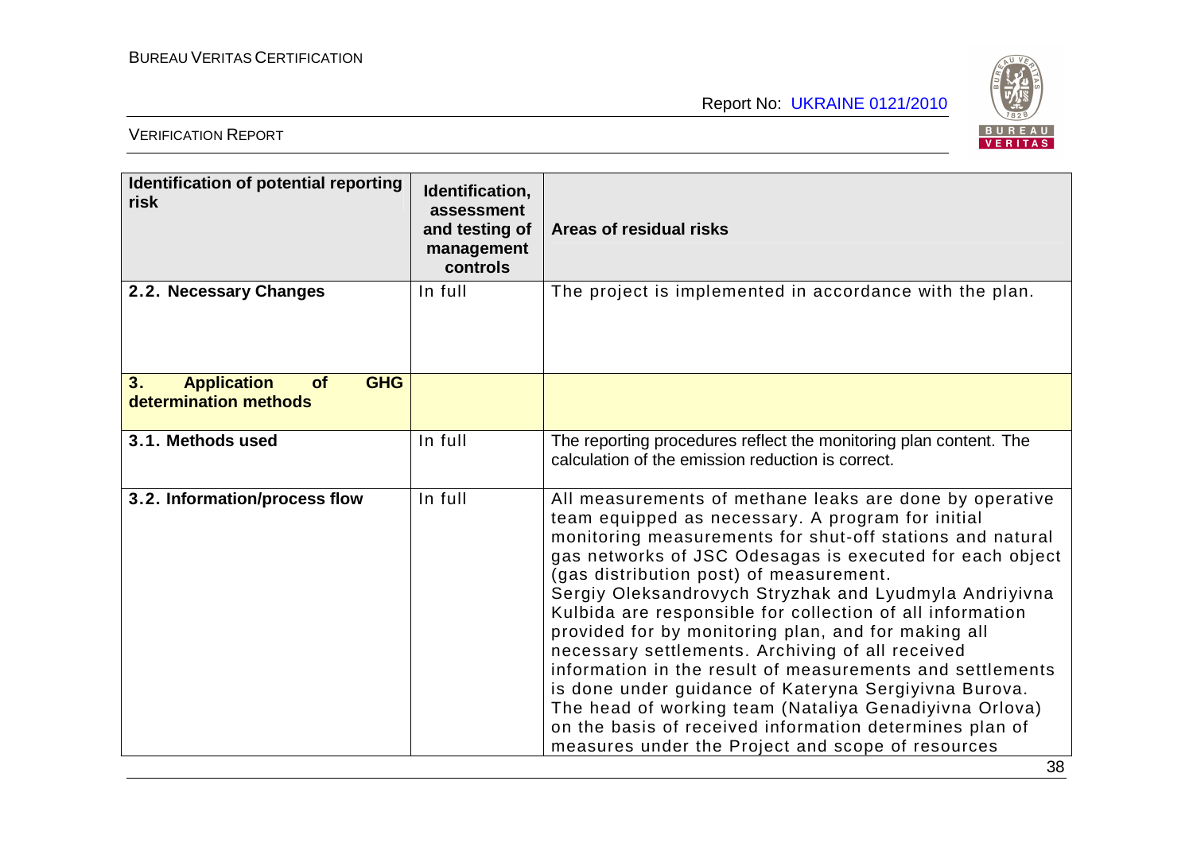| Identification of potential reporting risk | Identification, assessment and testing of management controls | Areas of residual risks |
|---|---|---|
| **2.2. Necessary Changes** | In full | The project is implemented in accordance with the plan. |
| **3. Application of GHG determination methods** | | |
| **3.1. Methods used** | In full | The reporting procedures reflect the monitoring plan content. The calculation of the emission reduction is correct. |
| **3.2. Information/process flow** | In full | All measurements of methane leaks are done by operative team equipped as necessary. A program for initial monitoring measurements for shut-off stations and natural gas networks of JSC Odesagas is executed for each object (gas distribution post) of measurement. Sergiy Oleksandrovych Stryzhak and Lyudmyla Andriyivna Kulbida are responsible for collection of all information provided for by monitoring plan, and for making all necessary settlements. Archiving of all received information in the result of measurements and settlements is done under guidance of Kateryna Sergiyivna Burova. The head of working team (Nataliya Genadiyivna Orlova) on the basis of received information determines plan of measures under the Project and scope of resources |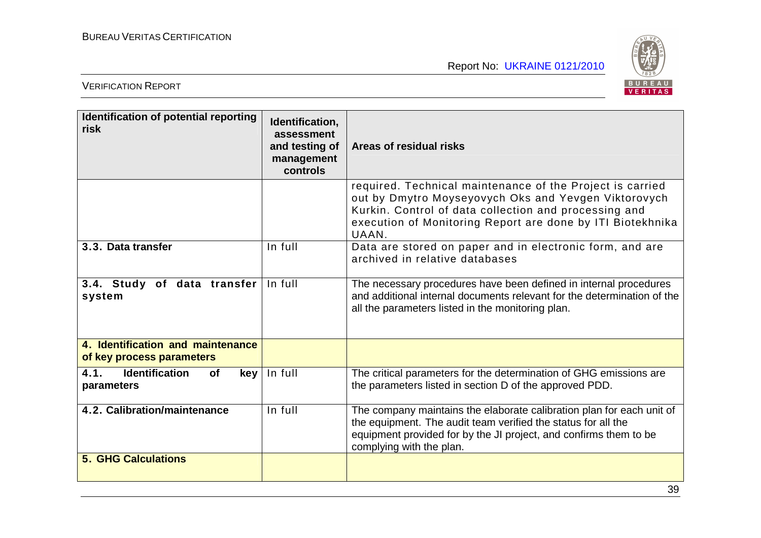| Identification of potential reporting risk | Identification, assessment and testing of management controls | Areas of residual risks |
|---|---|---|
| | | required. Technical maintenance of the Project is carried out by Dmytro Moyseyovych Oks and Yevgen Viktorovych Kurkin. Control of data collection and processing and execution of Monitoring Report are done by ITI Biotekhnika UAAN. |
| **3.3. Data transfer** | In full | Data are stored on paper and in electronic form, and are archived in relative databases |
| **3.4. Study of data transfer system** | In full | The necessary procedures have been defined in internal procedures and additional internal documents relevant for the determination of the all the parameters listed in the monitoring plan. |
| **4. Identification and maintenance of key process parameters** | | |
| **4.1. Identification of key parameters** | In full | The critical parameters for the determination of GHG emissions are the parameters listed in section D of the approved PDD. |
| **4.2. Calibration/maintenance** | In full | The company maintains the elaborate calibration plan for each unit of the equipment. The audit team verified the status for all the equipment provided for by the JI project, and confirms them to be complying with the plan. |
| **5. GHG Calculations** | | |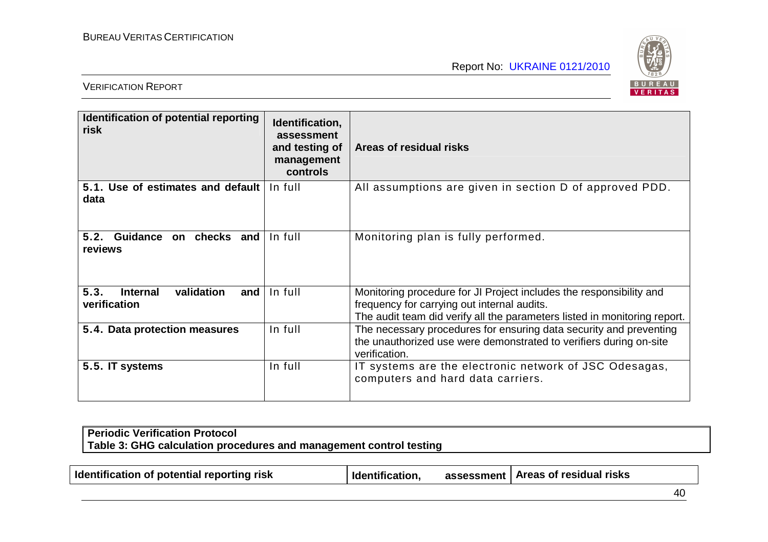| Identification of potential reporting risk | Identification, assessment and testing of management controls | Areas of residual risks |
|---|---|---|
| **5.1. Use of estimates and default data** | In full | All assumptions are given in section D of approved PDD. |
| **5.2. Guidance on checks and reviews** | In full | Monitoring plan is fully performed. |
| **5.3. Internal validation and verification** | In full | Monitoring procedure for JI Project includes the responsibility and frequency for carrying out internal audits. The audit team did verify all the parameters listed in monitoring report. |
| **5.4. Data protection measures** | In full | The necessary procedures for ensuring data security and preventing the unauthorized use were demonstrated to verifiers during on-site verification. |
| **5.5. IT systems** | In full | IT systems are the electronic network of JSC Odesagas, computers and hard data carriers. |

**Periodic Verification Protocol**
**Table 3: GHG calculation procedures and management control testing**

| Identification of potential reporting risk | Identification, assessment | Areas of residual risks |
|---|---|---|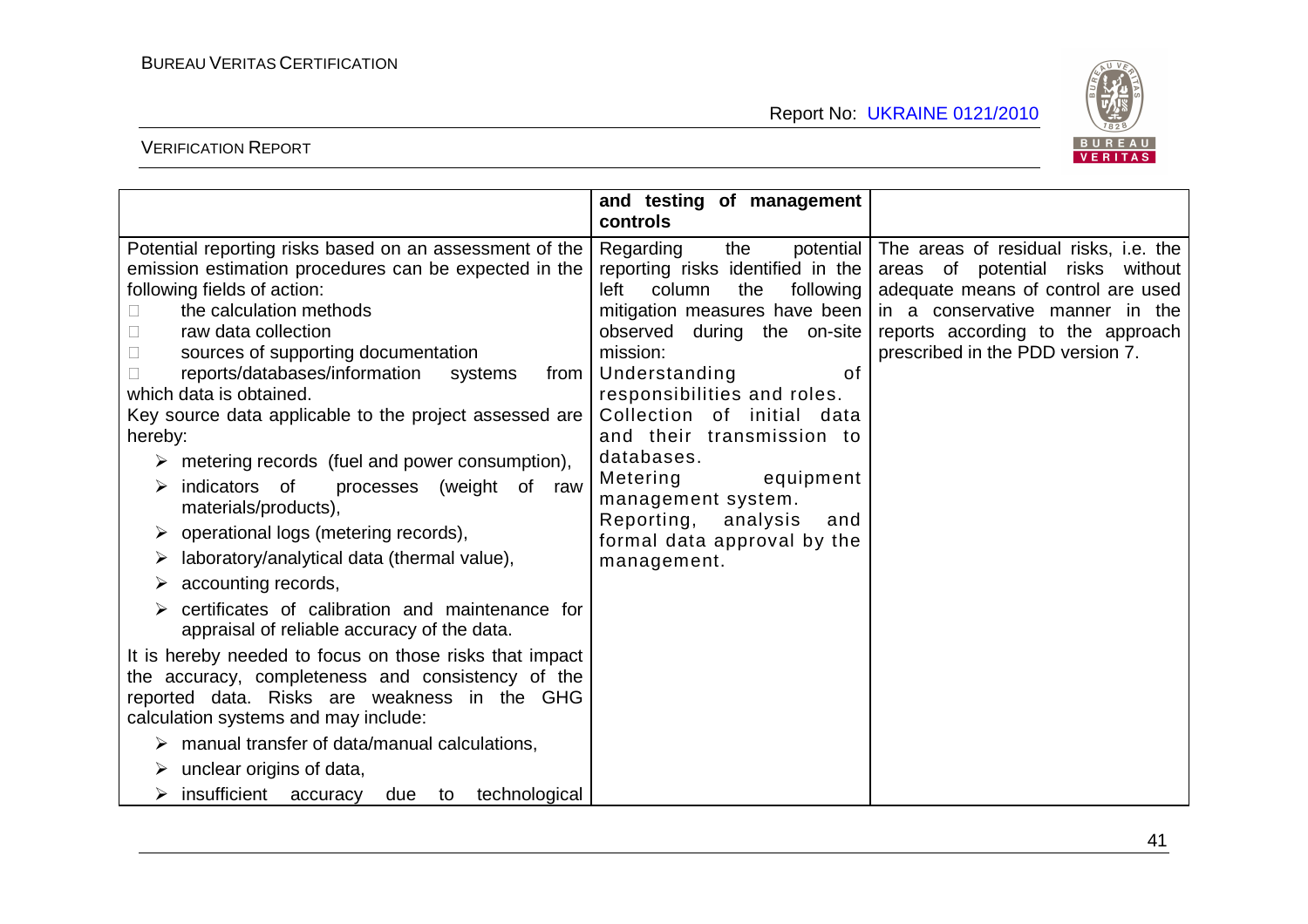|  | and testing of management controls |  |
|---|---|---|
| Potential reporting risks based on an assessment of the emission estimation procedures can be expected in the following fields of action:<br>- the calculation methods<br>- raw data collection<br>- sources of supporting documentation<br>- reports/databases/information systems from which data is obtained.<br>Key source data applicable to the project assessed are hereby:<br>- metering records (fuel and power consumption),<br>- indicators of processes (weight of raw materials/products),<br>- operational logs (metering records),<br>- laboratory/analytical data (thermal value),<br>- accounting records,<br>- certificates of calibration and maintenance for appraisal of reliable accuracy of the data.<br>It is hereby needed to focus on those risks that impact the accuracy, completeness and consistency of the reported data. Risks are weakness in the GHG calculation systems and may include:<br>- manual transfer of data/manual calculations,<br>- unclear origins of data,<br>- insufficient accuracy due to technological | Regarding the potential reporting risks identified in the left column the following mitigation measures have been observed during the on-site mission:<br>Understanding of responsibilities and roles.<br>Collection of initial data and their transmission to databases.<br>Metering equipment management system.<br>Reporting, analysis and formal data approval by the management. | The areas of residual risks, i.e. the areas of potential risks without adequate means of control are used in a conservative manner in the reports according to the approach prescribed in the PDD version 7. |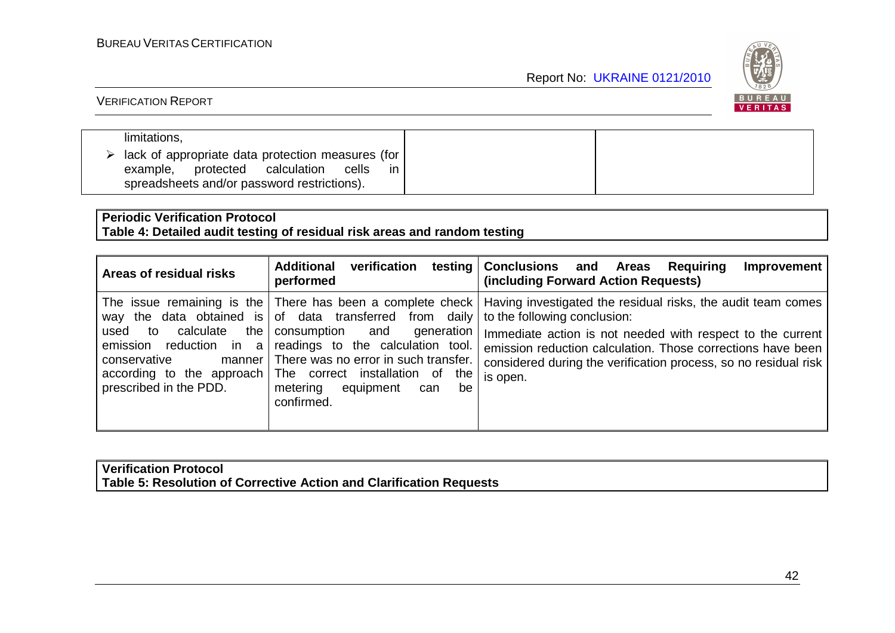| limitations,<br>➢ lack of appropriate data protection measures (for example, protected calculation cells in spreadsheets and/or password restrictions). | | |
|---|---|---|

**Periodic Verification Protocol**
**Table 4: Detailed audit testing of residual risk areas and random testing**

| Areas of residual risks | Additional verification testing performed | Conclusions and Areas Requiring Improvement (including Forward Action Requests) |
|---|---|---|
| The issue remaining is the way the data obtained is used to calculate the emission reduction in a conservative manner according to the approach prescribed in the PDD. | There has been a complete check of data transferred from daily consumption and generation readings to the calculation tool. There was no error in such transfer. The correct installation of the metering equipment can be confirmed. | Having investigated the residual risks, the audit team comes to the following conclusion:<br>Immediate action is not needed with respect to the current emission reduction calculation. Those corrections have been considered during the verification process, so no residual risk is open. |

**Verification Protocol**
**Table 5: Resolution of Corrective Action and Clarification Requests**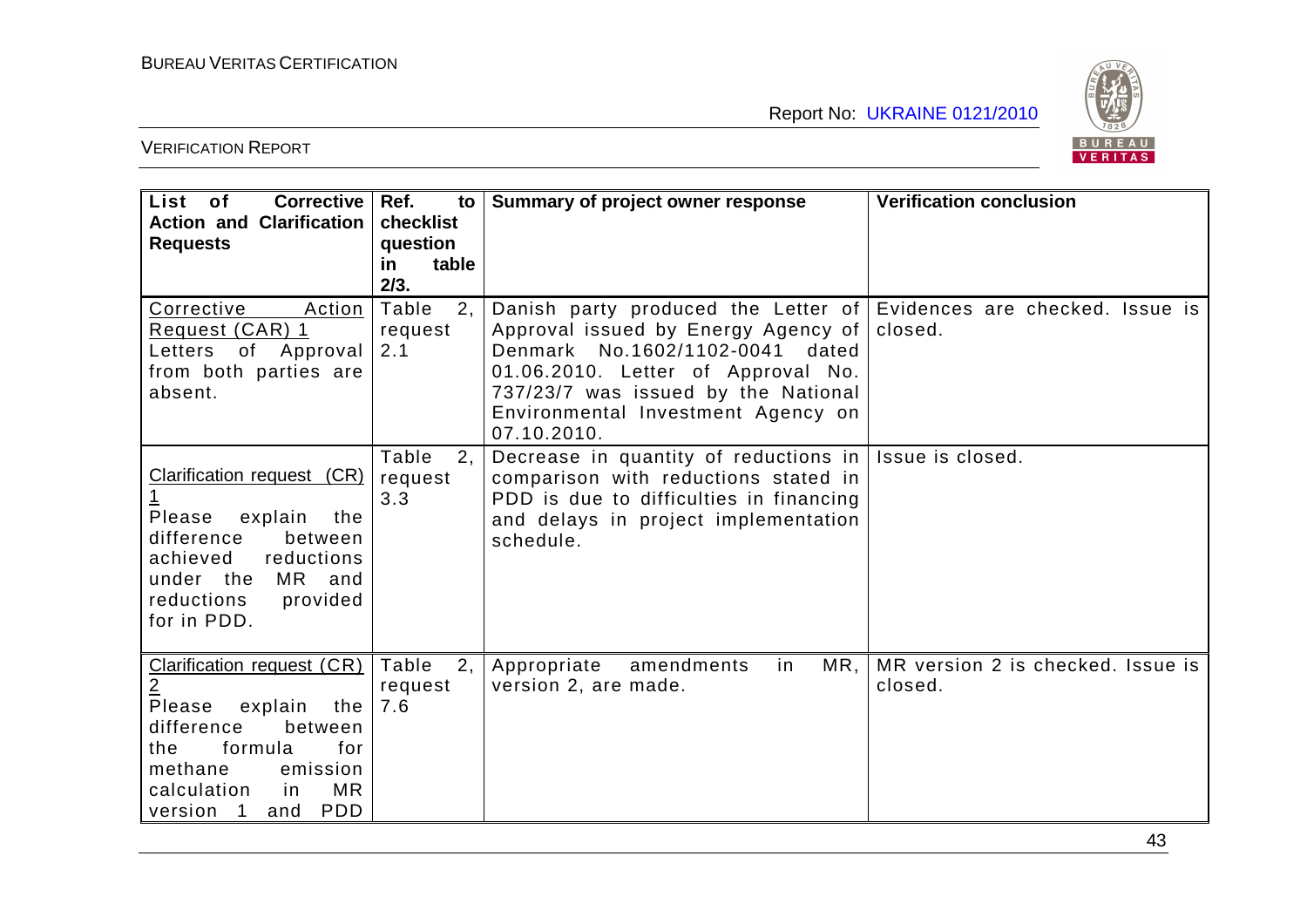| List of Corrective Action and Clarification Requests | Ref. to checklist question in table 2/3. | Summary of project owner response | Verification conclusion |
|---|---|---|---|
| Corrective Action Request (CAR) 1<br>Letters of Approval from both parties are absent. | Table 2, request 2.1 | Danish party produced the Letter of Approval issued by Energy Agency of Denmark No.1602/1102-0041 dated 01.06.2010. Letter of Approval No. 737/23/7 was issued by the National Environmental Investment Agency on 07.10.2010. | Evidences are checked. Issue is closed. |
| Clarification request (CR) 1<br>Please explain the difference between achieved reductions under the MR and reductions provided for in PDD. | Table 2, request 3.3 | Decrease in quantity of reductions in comparison with reductions stated in PDD is due to difficulties in financing and delays in project implementation schedule. | Issue is closed. |
| Clarification request (CR) 2<br>Please explain the difference between the formula for methane emission calculation in MR version 1 and PDD | Table 2, request 7.6 | Appropriate amendments in MR, version 2, are made. | MR version 2 is checked. Issue is closed. |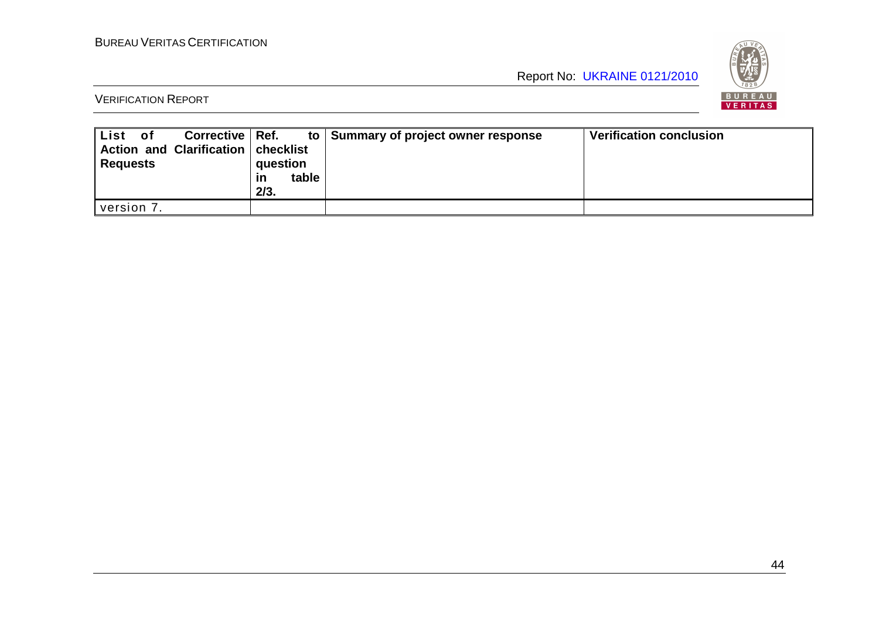| List of Corrective Action and Clarification Requests | Ref. to checklist question in table 2/3. | Summary of project owner response | Verification conclusion |
|---|---|---|---|
| version 7. | | | |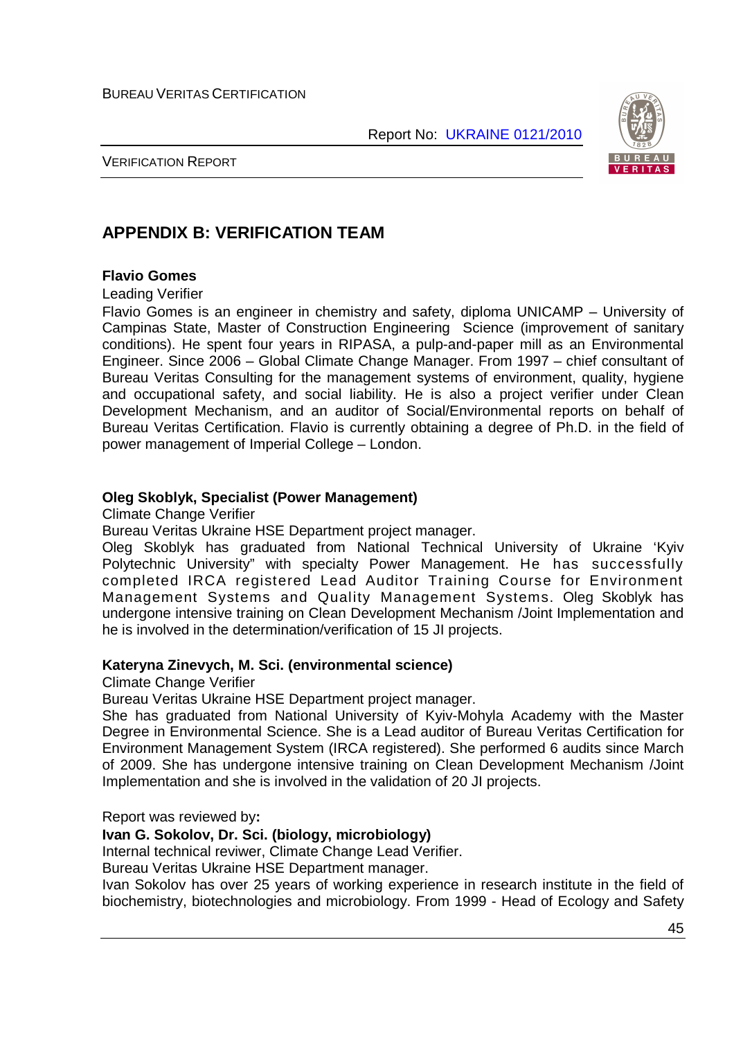## APPENDIX B: VERIFICATION TEAM

**Flavio Gomes**

Leading Verifier

Flavio Gomes is an engineer in chemistry and safety, diploma UNICAMP – University of Campinas State, Master of Construction Engineering Science (improvement of sanitary conditions). He spent four years in RIPASA, a pulp-and-paper mill as an Environmental Engineer. Since 2006 – Global Climate Change Manager. From 1997 – chief consultant of Bureau Veritas Consulting for the management systems of environment, quality, hygiene and occupational safety, and social liability. He is also a project verifier under Clean Development Mechanism, and an auditor of Social/Environmental reports on behalf of Bureau Veritas Certification. Flavio is currently obtaining a degree of Ph.D. in the field of power management of Imperial College – London.

**Oleg Skoblyk, Specialist (Power Management)**

Climate Change Verifier

Bureau Veritas Ukraine HSE Department project manager.

Oleg Skoblyk has graduated from National Technical University of Ukraine 'Kyiv Polytechnic University" with specialty Power Management. He has successfully completed IRCA registered Lead Auditor Training Course for Environment Management Systems and Quality Management Systems. Oleg Skoblyk has undergone intensive training on Clean Development Mechanism /Joint Implementation and he is involved in the determination/verification of 15 JI projects.

**Kateryna Zinevych, M. Sci. (environmental science)**

Climate Change Verifier

Bureau Veritas Ukraine HSE Department project manager.

She has graduated from National University of Kyiv-Mohyla Academy with the Master Degree in Environmental Science. She is a Lead auditor of Bureau Veritas Certification for Environment Management System (IRCA registered). She performed 6 audits since March of 2009. She has undergone intensive training on Clean Development Mechanism /Joint Implementation and she is involved in the validation of 20 JI projects.

Report was reviewed by**:**

**Ivan G. Sokolov, Dr. Sci. (biology, microbiology)**

Internal technical reviwer, Climate Change Lead Verifier.

Bureau Veritas Ukraine HSE Department manager.

Ivan Sokolov has over 25 years of working experience in research institute in the field of biochemistry, biotechnologies and microbiology. From 1999 - Head of Ecology and Safety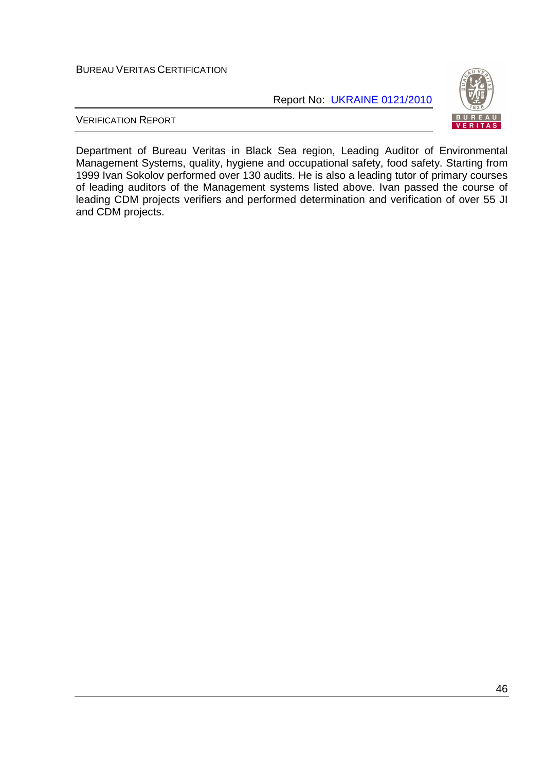Department of Bureau Veritas in Black Sea region, Leading Auditor of Environmental Management Systems, quality, hygiene and occupational safety, food safety. Starting from 1999 Ivan Sokolov performed over 130 audits. He is also a leading tutor of primary courses of leading auditors of the Management systems listed above. Ivan passed the course of leading CDM projects verifiers and performed determination and verification of over 55 JI and CDM projects.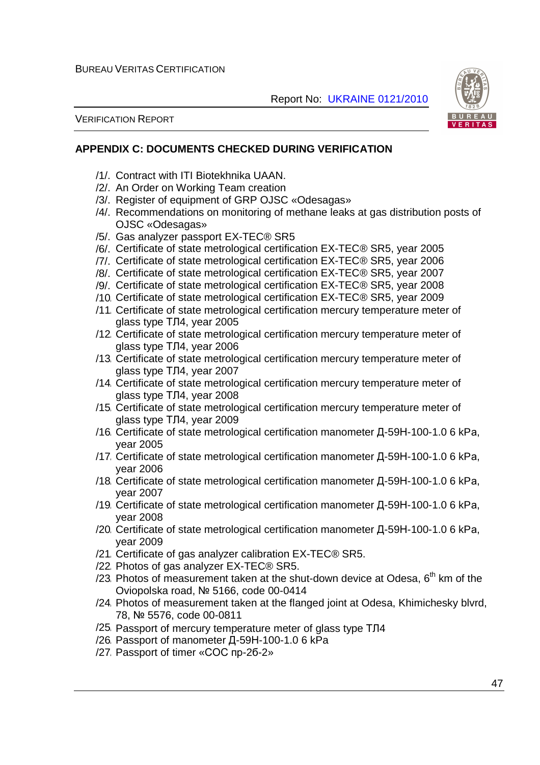## APPENDIX C: DOCUMENTS CHECKED DURING VERIFICATION

/1/. Contract with ITI Biotekhnika UAAN.
/2/. An Order on Working Team creation
/3/. Register of equipment of GRP OJSC «Odesagas»
/4/. Recommendations on monitoring of methane leaks at gas distribution posts of OJSC «Odesagas»
/5/. Gas analyzer passport EX-TEC® SR5
/6/. Certificate of state metrological certification EX-TEC® SR5, year 2005
/7/. Certificate of state metrological certification EX-TEC® SR5, year 2006
/8/. Certificate of state metrological certification EX-TEC® SR5, year 2007
/9/. Certificate of state metrological certification EX-TEC® SR5, year 2008
/10. Certificate of state metrological certification EX-TEC® SR5, year 2009
/11. Certificate of state metrological certification mercury temperature meter of glass type ТЛ4, year 2005
/12. Certificate of state metrological certification mercury temperature meter of glass type ТЛ4, year 2006
/13. Certificate of state metrological certification mercury temperature meter of glass type ТЛ4, year 2007
/14. Certificate of state metrological certification mercury temperature meter of glass type ТЛ4, year 2008
/15. Certificate of state metrological certification mercury temperature meter of glass type ТЛ4, year 2009
/16. Certificate of state metrological certification manometer Д-59Н-100-1.0 6 kPa, year 2005
/17. Certificate of state metrological certification manometer Д-59Н-100-1.0 6 kPa, year 2006
/18. Certificate of state metrological certification manometer Д-59Н-100-1.0 6 kPa, year 2007
/19. Certificate of state metrological certification manometer Д-59Н-100-1.0 6 kPa, year 2008
/20. Certificate of state metrological certification manometer Д-59Н-100-1.0 6 kPa, year 2009
/21. Certificate of gas analyzer calibration EX-TEC® SR5.
/22. Photos of gas analyzer EX-TEC® SR5.
/23. Photos of measurement taken at the shut-down device at Odesa, 6th km of the Oviopolska road, № 5166, code 00-0414
/24. Photos of measurement taken at the flanged joint at Odesa, Khimichesky blvrd, 78, № 5576, code 00-0811
/25. Passport of mercury temperature meter of glass type ТЛ4
/26. Passport of manometer Д-59Н-100-1.0 6 kPa
/27. Passport of timer «СОС пр-2б-2»